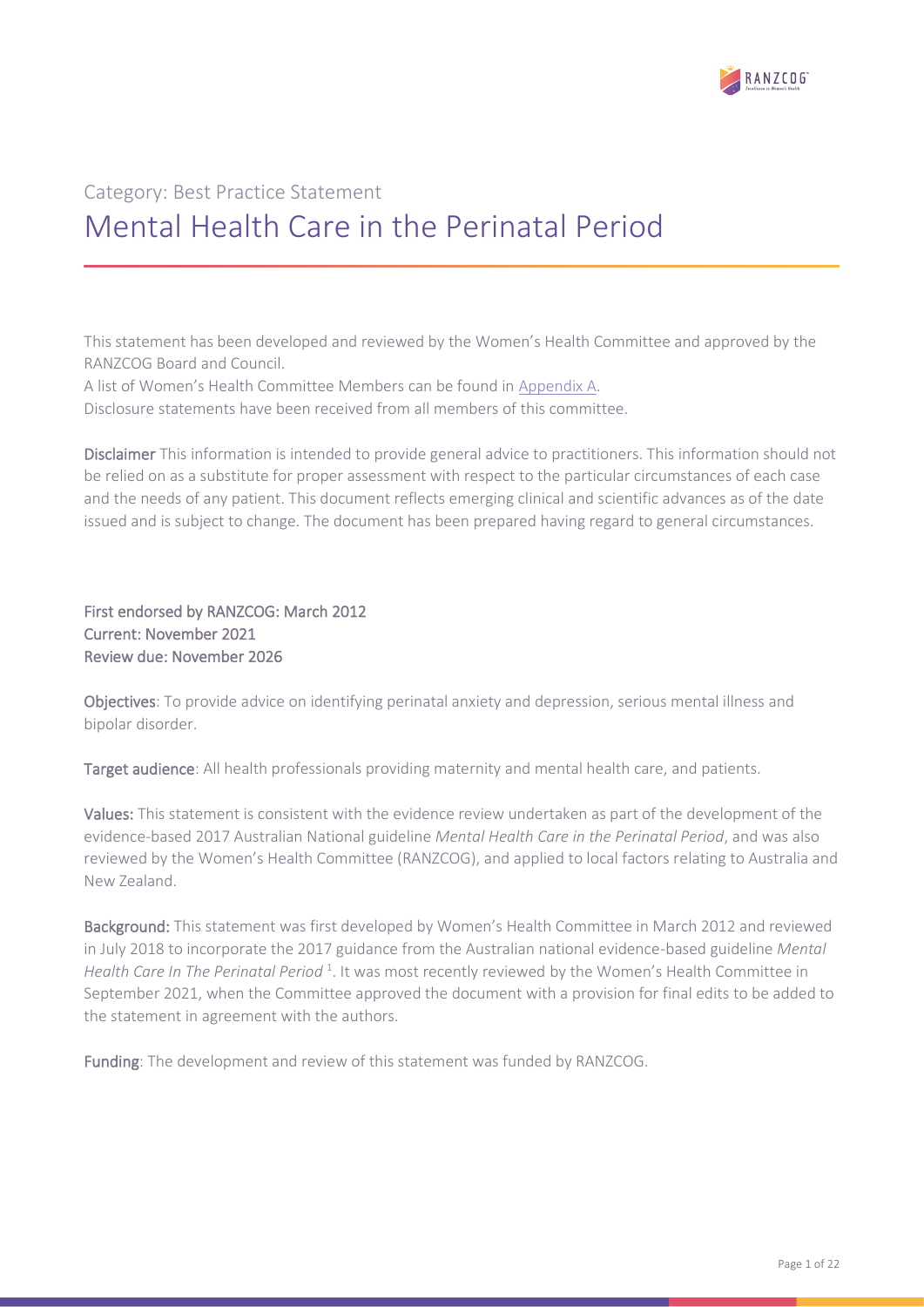Category: Best Practice Statement

# Mental Health Care in the Perinatal Period

This statement has been developed and reviewed by the Women's Health Committee and approved by the RANZCOG Board and Council.

A list of Women's Health Committee Members can be found in Appendix A.

Disclosure statements have been received from all members of this committee.

**Disclaimer** This information is intended to provide general advice to practitioners. This information should not be relied on as a substitute for proper assessment with respect to the particular circumstances of each case and the needs of any patient. This document reflects emerging clinical and scientific advances as of the date issued and is subject to change. The document has been prepared having regard to general circumstances.

**First endorsed by RANZCOG: March 2012**
**Current: November 2021**
**Review due: November 2026**

**Objectives**: To provide advice on identifying perinatal anxiety and depression, serious mental illness and bipolar disorder.

**Target audience**: All health professionals providing maternity and mental health care, and patients.

**Values:** This statement is consistent with the evidence review undertaken as part of the development of the evidence-based 2017 Australian National guideline *Mental Health Care in the Perinatal Period*, and was also reviewed by the Women's Health Committee (RANZCOG), and applied to local factors relating to Australia and New Zealand.

**Background:** This statement was first developed by Women's Health Committee in March 2012 and reviewed in July 2018 to incorporate the 2017 guidance from the Australian national evidence-based guideline *Mental Health Care In The Perinatal Period* [1]. It was most recently reviewed by the Women's Health Committee in September 2021, when the Committee approved the document with a provision for final edits to be added to the statement in agreement with the authors.

**Funding**: The development and review of this statement was funded by RANZCOG.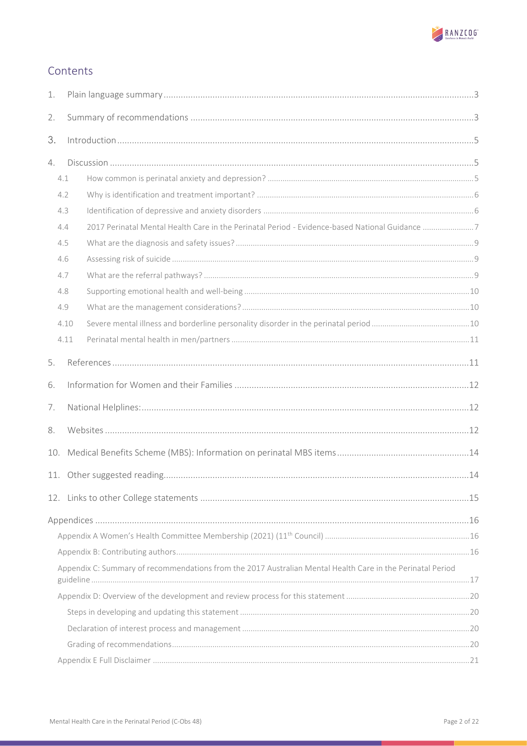## Contents

1. Plain language summary ........ 3
2. Summary of recommendations ........ 3
3. Introduction ........ 5
4. Discussion ........ 5
   - 4.1 How common is perinatal anxiety and depression? ........ 5
   - 4.2 Why is identification and treatment important? ........ 6
   - 4.3 Identification of depressive and anxiety disorders ........ 6
   - 4.4 2017 Perinatal Mental Health Care in the Perinatal Period - Evidence-based National Guidance ........ 7
   - 4.5 What are the diagnosis and safety issues? ........ 9
   - 4.6 Assessing risk of suicide ........ 9
   - 4.7 What are the referral pathways? ........ 9
   - 4.8 Supporting emotional health and well-being ........ 10
   - 4.9 What are the management considerations? ........ 10
   - 4.10 Severe mental illness and borderline personality disorder in the perinatal period ........ 10
   - 4.11 Perinatal mental health in men/partners ........ 11
5. References ........ 11
6. Information for Women and their Families ........ 12
7. National Helplines: ........ 12
8. Websites ........ 12
10. Medical Benefits Scheme (MBS): Information on perinatal MBS items ........ 14
11. Other suggested reading ........ 14
12. Links to other College statements ........ 15

Appendices ........ 16
- Appendix A Women's Health Committee Membership (2021) (11th Council) ........ 16
- Appendix B: Contributing authors ........ 16
- Appendix C: Summary of recommendations from the 2017 Australian Mental Health Care in the Perinatal Period guideline ........ 17
- Appendix D: Overview of the development and review process for this statement ........ 20
  - Steps in developing and updating this statement ........ 20
  - Declaration of interest process and management ........ 20
  - Grading of recommendations ........ 20
- Appendix E Full Disclaimer ........ 21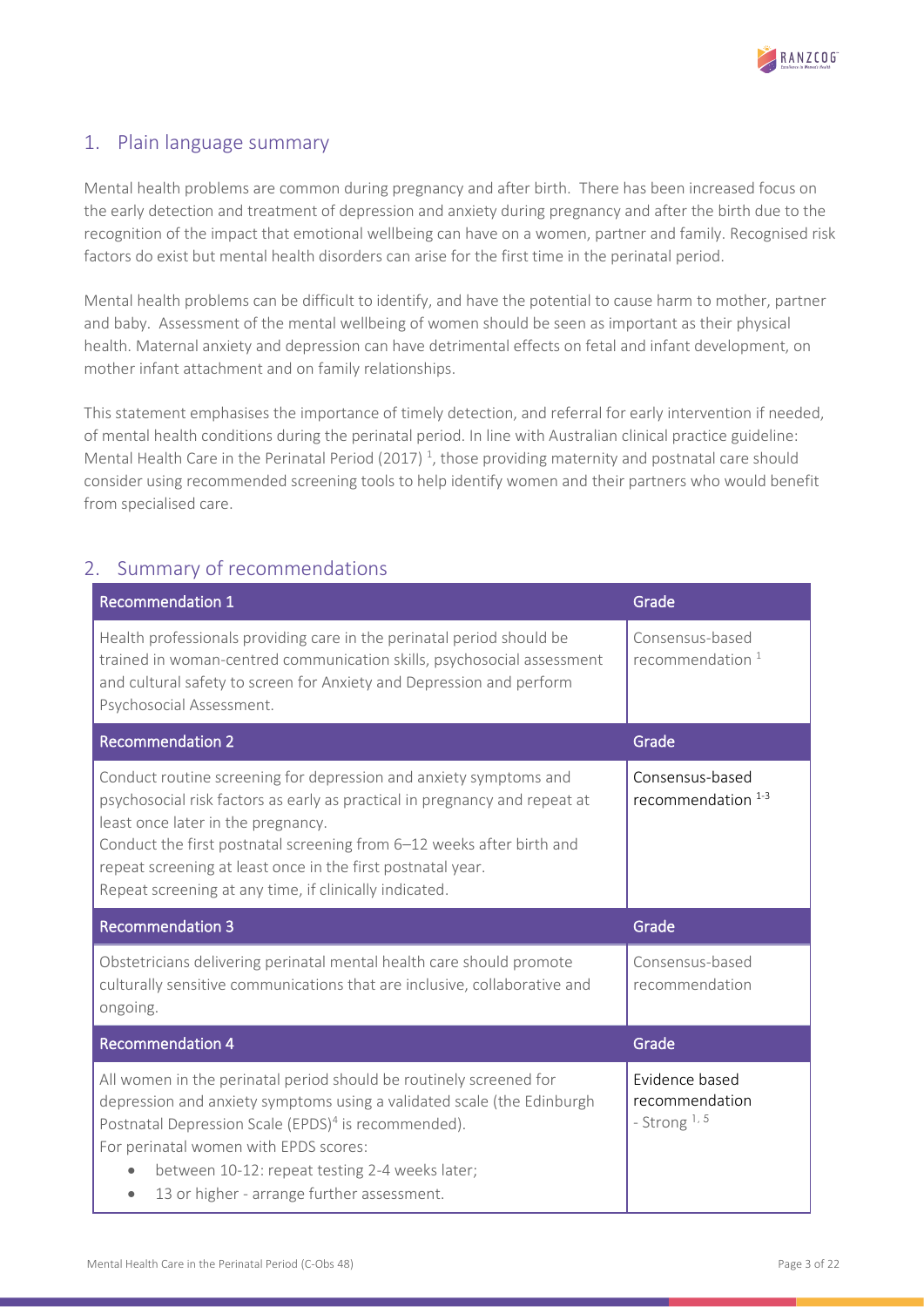## 1. Plain language summary

Mental health problems are common during pregnancy and after birth. There has been increased focus on the early detection and treatment of depression and anxiety during pregnancy and after the birth due to the recognition of the impact that emotional wellbeing can have on a women, partner and family. Recognised risk factors do exist but mental health disorders can arise for the first time in the perinatal period.

Mental health problems can be difficult to identify, and have the potential to cause harm to mother, partner and baby. Assessment of the mental wellbeing of women should be seen as important as their physical health. Maternal anxiety and depression can have detrimental effects on fetal and infant development, on mother infant attachment and on family relationships.

This statement emphasises the importance of timely detection, and referral for early intervention if needed, of mental health conditions during the perinatal period. In line with Australian clinical practice guideline: Mental Health Care in the Perinatal Period (2017) [1], those providing maternity and postnatal care should consider using recommended screening tools to help identify women and their partners who would benefit from specialised care.

## 2. Summary of recommendations

| Recommendation 1 | Grade |
| --- | --- |
| Health professionals providing care in the perinatal period should be trained in woman-centred communication skills, psychosocial assessment and cultural safety to screen for Anxiety and Depression and perform Psychosocial Assessment. | Consensus-based recommendation [1] |
| **Recommendation 2** | **Grade** |
| Conduct routine screening for depression and anxiety symptoms and psychosocial risk factors as early as practical in pregnancy and repeat at least once later in the pregnancy.<br>Conduct the first postnatal screening from 6–12 weeks after birth and repeat screening at least once in the first postnatal year.<br>Repeat screening at any time, if clinically indicated. | Consensus-based recommendation [1-3] |
| **Recommendation 3** | **Grade** |
| Obstetricians delivering perinatal mental health care should promote culturally sensitive communications that are inclusive, collaborative and ongoing. | Consensus-based recommendation |
| **Recommendation 4** | **Grade** |
| All women in the perinatal period should be routinely screened for depression and anxiety symptoms using a validated scale (the Edinburgh Postnatal Depression Scale (EPDS)[4] is recommended).<br>For perinatal women with EPDS scores:<br>• between 10-12: repeat testing 2-4 weeks later;<br>• 13 or higher - arrange further assessment. | Evidence based recommendation - Strong [1, 5] |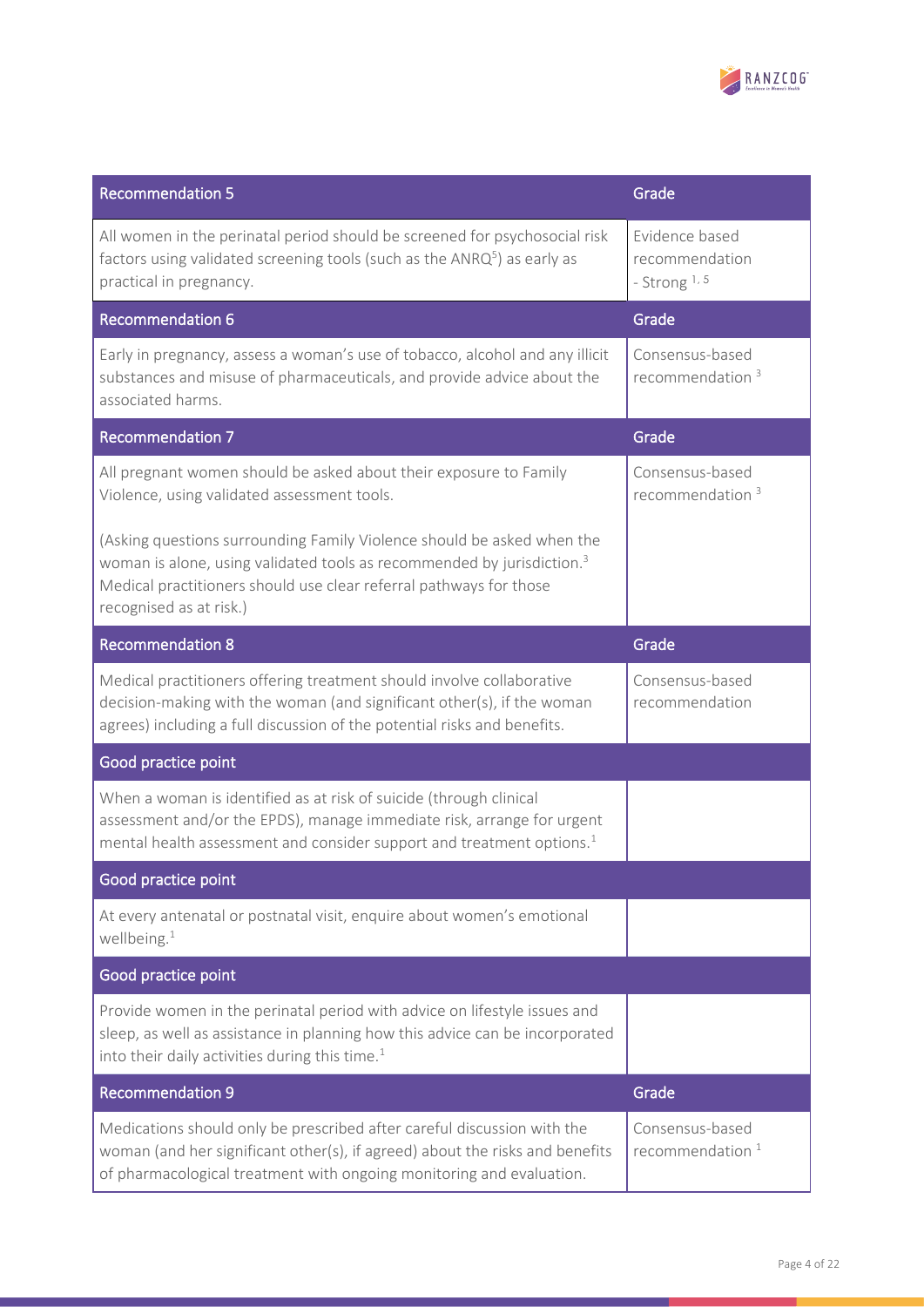| Recommendation 5 | Grade |
| --- | --- |
| All women in the perinatal period should be screened for psychosocial risk factors using validated screening tools (such as the ANRQ[5]) as early as practical in pregnancy. | Evidence based recommendation - Strong [1, 5] |

| Recommendation 6 | Grade |
| --- | --- |
| Early in pregnancy, assess a woman's use of tobacco, alcohol and any illicit substances and misuse of pharmaceuticals, and provide advice about the associated harms. | Consensus-based recommendation [3] |

| Recommendation 7 | Grade |
| --- | --- |
| All pregnant women should be asked about their exposure to Family Violence, using validated assessment tools.<br><br>(Asking questions surrounding Family Violence should be asked when the woman is alone, using validated tools as recommended by jurisdiction.[3] Medical practitioners should use clear referral pathways for those recognised as at risk.) | Consensus-based recommendation [3] |

| Recommendation 8 | Grade |
| --- | --- |
| Medical practitioners offering treatment should involve collaborative decision-making with the woman (and significant other(s), if the woman agrees) including a full discussion of the potential risks and benefits. | Consensus-based recommendation |

| Good practice point | |
| --- | --- |
| When a woman is identified as at risk of suicide (through clinical assessment and/or the EPDS), manage immediate risk, arrange for urgent mental health assessment and consider support and treatment options.[1] | |

| Good practice point | |
| --- | --- |
| At every antenatal or postnatal visit, enquire about women's emotional wellbeing.[1] | |

| Good practice point | |
| --- | --- |
| Provide women in the perinatal period with advice on lifestyle issues and sleep, as well as assistance in planning how this advice can be incorporated into their daily activities during this time.[1] | |

| Recommendation 9 | Grade |
| --- | --- |
| Medications should only be prescribed after careful discussion with the woman (and her significant other(s), if agreed) about the risks and benefits of pharmacological treatment with ongoing monitoring and evaluation. | Consensus-based recommendation [1] |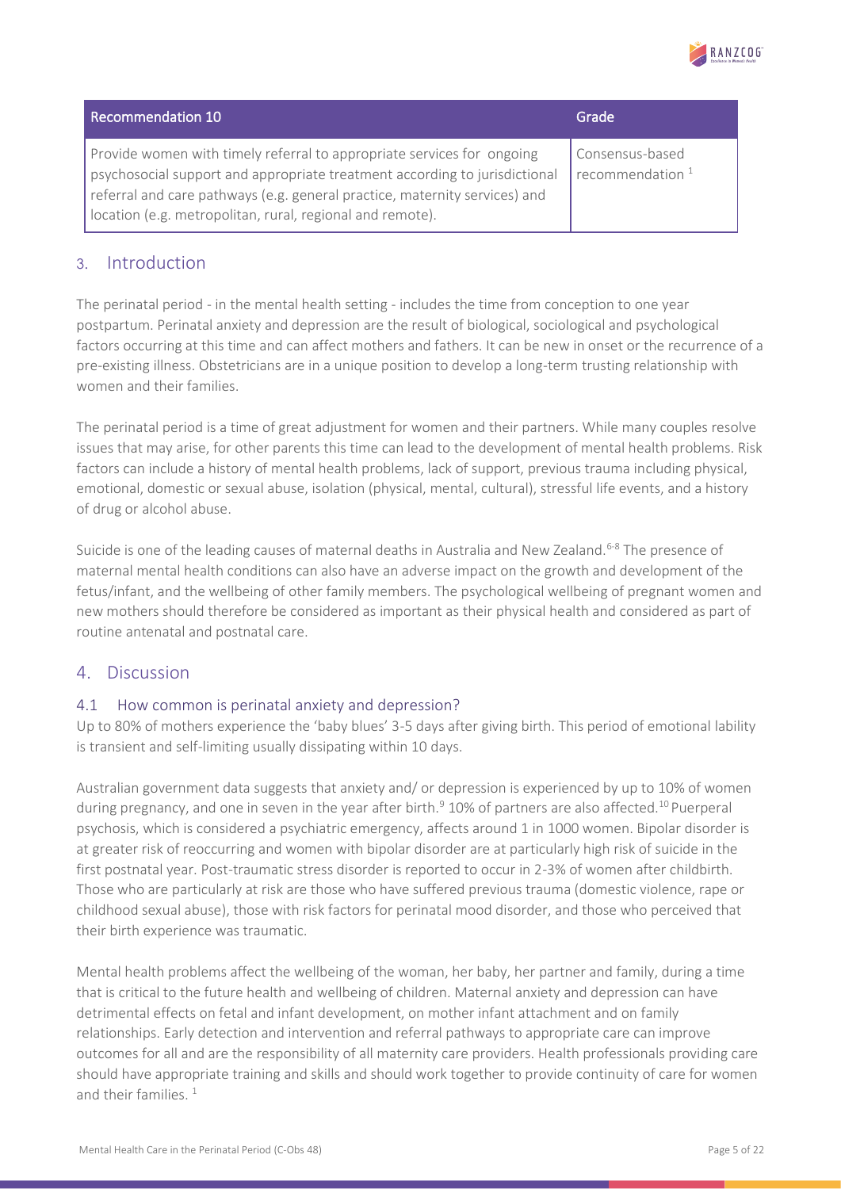| Recommendation 10 | Grade |
| --- | --- |
| Provide women with timely referral to appropriate services for ongoing psychosocial support and appropriate treatment according to jurisdictional referral and care pathways (e.g. general practice, maternity services) and location (e.g. metropolitan, rural, regional and remote). | Consensus-based recommendation [1] |

## 3. Introduction

The perinatal period - in the mental health setting - includes the time from conception to one year postpartum. Perinatal anxiety and depression are the result of biological, sociological and psychological factors occurring at this time and can affect mothers and fathers. It can be new in onset or the recurrence of a pre-existing illness. Obstetricians are in a unique position to develop a long-term trusting relationship with women and their families.

The perinatal period is a time of great adjustment for women and their partners. While many couples resolve issues that may arise, for other parents this time can lead to the development of mental health problems. Risk factors can include a history of mental health problems, lack of support, previous trauma including physical, emotional, domestic or sexual abuse, isolation (physical, mental, cultural), stressful life events, and a history of drug or alcohol abuse.

Suicide is one of the leading causes of maternal deaths in Australia and New Zealand.[6-8] The presence of maternal mental health conditions can also have an adverse impact on the growth and development of the fetus/infant, and the wellbeing of other family members. The psychological wellbeing of pregnant women and new mothers should therefore be considered as important as their physical health and considered as part of routine antenatal and postnatal care.

## 4. Discussion

### 4.1 How common is perinatal anxiety and depression?

Up to 80% of mothers experience the 'baby blues' 3-5 days after giving birth. This period of emotional lability is transient and self-limiting usually dissipating within 10 days.

Australian government data suggests that anxiety and/ or depression is experienced by up to 10% of women during pregnancy, and one in seven in the year after birth.[9] 10% of partners are also affected.[10] Puerperal psychosis, which is considered a psychiatric emergency, affects around 1 in 1000 women. Bipolar disorder is at greater risk of reoccurring and women with bipolar disorder are at particularly high risk of suicide in the first postnatal year. Post-traumatic stress disorder is reported to occur in 2-3% of women after childbirth. Those who are particularly at risk are those who have suffered previous trauma (domestic violence, rape or childhood sexual abuse), those with risk factors for perinatal mood disorder, and those who perceived that their birth experience was traumatic.

Mental health problems affect the wellbeing of the woman, her baby, her partner and family, during a time that is critical to the future health and wellbeing of children. Maternal anxiety and depression can have detrimental effects on fetal and infant development, on mother infant attachment and on family relationships. Early detection and intervention and referral pathways to appropriate care can improve outcomes for all and are the responsibility of all maternity care providers. Health professionals providing care should have appropriate training and skills and should work together to provide continuity of care for women and their families. [1]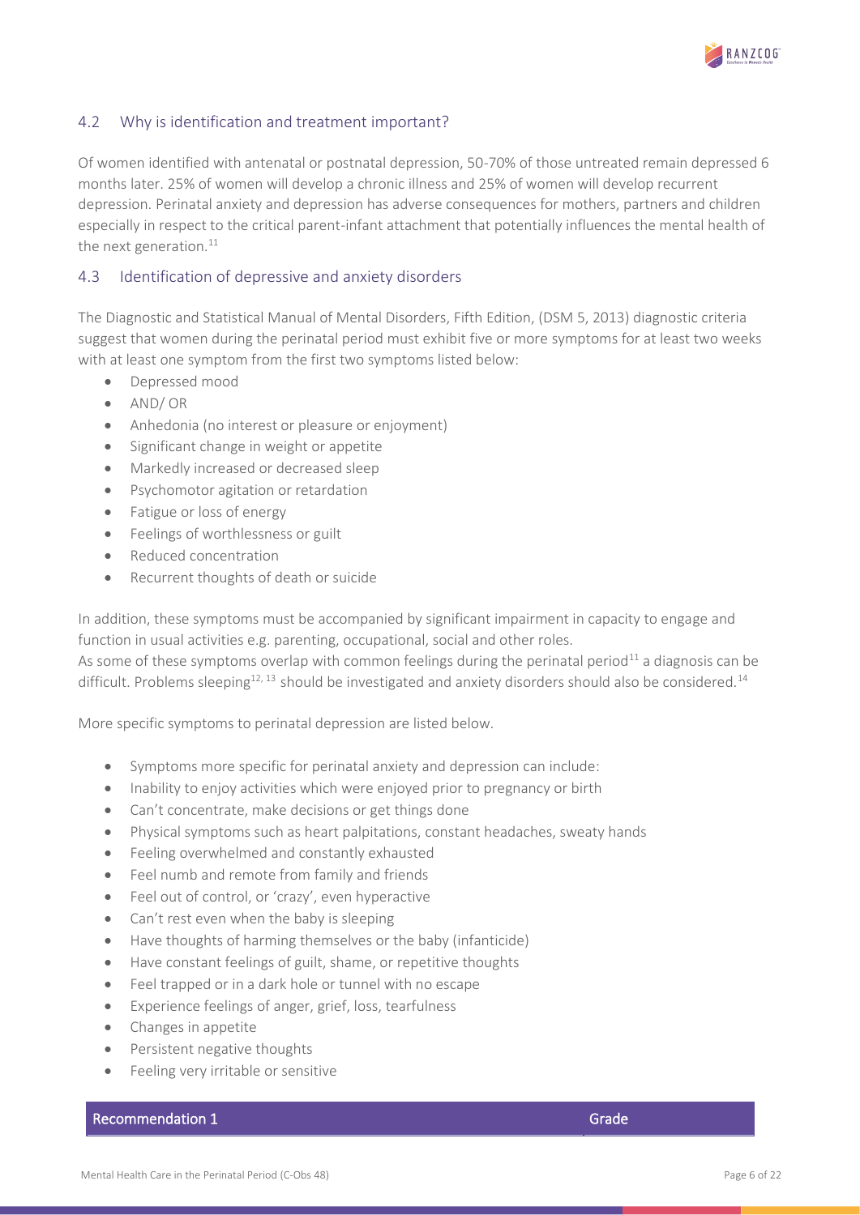## 4.2 Why is identification and treatment important?

Of women identified with antenatal or postnatal depression, 50-70% of those untreated remain depressed 6 months later. 25% of women will develop a chronic illness and 25% of women will develop recurrent depression. Perinatal anxiety and depression has adverse consequences for mothers, partners and children especially in respect to the critical parent-infant attachment that potentially influences the mental health of the next generation.[11]

## 4.3 Identification of depressive and anxiety disorders

The Diagnostic and Statistical Manual of Mental Disorders, Fifth Edition, (DSM 5, 2013) diagnostic criteria suggest that women during the perinatal period must exhibit five or more symptoms for at least two weeks with at least one symptom from the first two symptoms listed below:

- Depressed mood
- AND/ OR
- Anhedonia (no interest or pleasure or enjoyment)
- Significant change in weight or appetite
- Markedly increased or decreased sleep
- Psychomotor agitation or retardation
- Fatigue or loss of energy
- Feelings of worthlessness or guilt
- Reduced concentration
- Recurrent thoughts of death or suicide

In addition, these symptoms must be accompanied by significant impairment in capacity to engage and function in usual activities e.g. parenting, occupational, social and other roles.
As some of these symptoms overlap with common feelings during the perinatal period[11] a diagnosis can be difficult. Problems sleeping[12, 13] should be investigated and anxiety disorders should also be considered.[14]

More specific symptoms to perinatal depression are listed below.

- Symptoms more specific for perinatal anxiety and depression can include:
- Inability to enjoy activities which were enjoyed prior to pregnancy or birth
- Can't concentrate, make decisions or get things done
- Physical symptoms such as heart palpitations, constant headaches, sweaty hands
- Feeling overwhelmed and constantly exhausted
- Feel numb and remote from family and friends
- Feel out of control, or 'crazy', even hyperactive
- Can't rest even when the baby is sleeping
- Have thoughts of harming themselves or the baby (infanticide)
- Have constant feelings of guilt, shame, or repetitive thoughts
- Feel trapped or in a dark hole or tunnel with no escape
- Experience feelings of anger, grief, loss, tearfulness
- Changes in appetite
- Persistent negative thoughts
- Feeling very irritable or sensitive

| Recommendation 1 | Grade |
| --- | --- |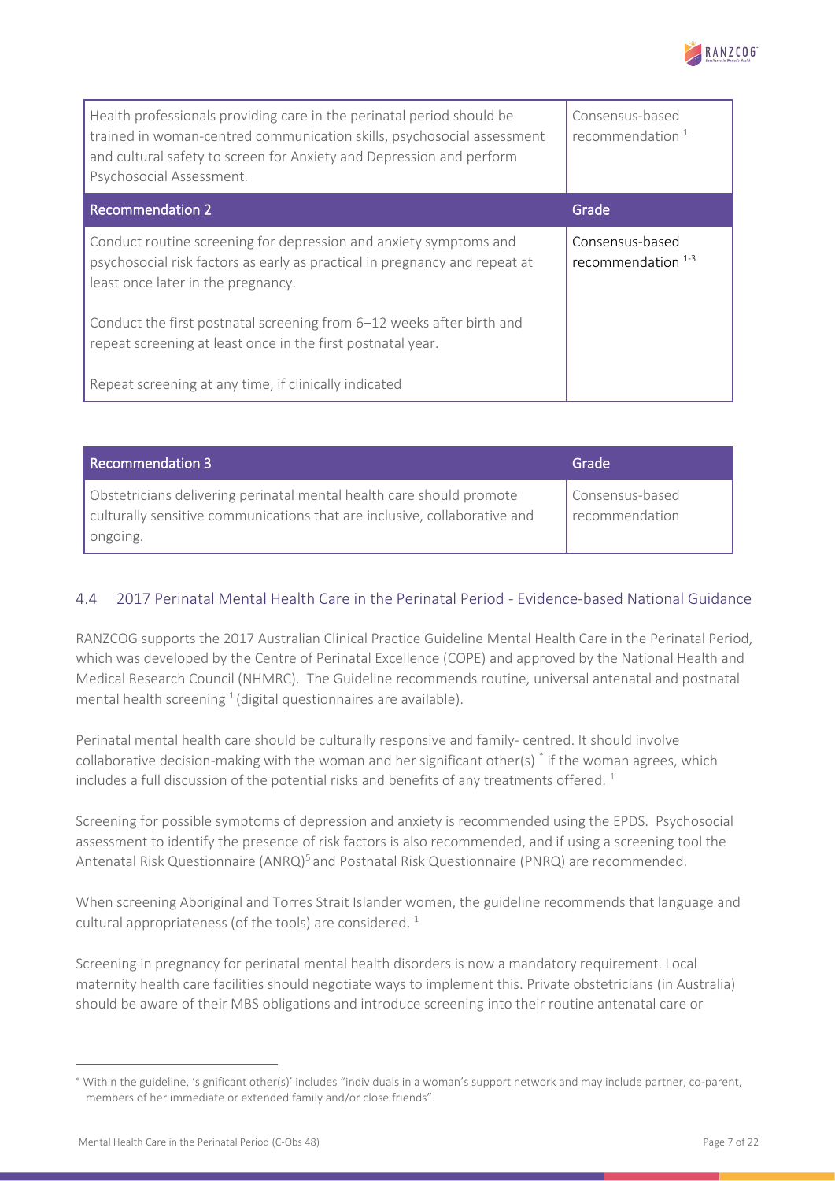| | |
|---|---|
| Health professionals providing care in the perinatal period should be trained in woman-centred communication skills, psychosocial assessment and cultural safety to screen for Anxiety and Depression and perform Psychosocial Assessment. | Consensus-based recommendation [1] |

| Recommendation 2 | Grade |
|---|---|
| Conduct routine screening for depression and anxiety symptoms and psychosocial risk factors as early as practical in pregnancy and repeat at least once later in the pregnancy.<br><br>Conduct the first postnatal screening from 6–12 weeks after birth and repeat screening at least once in the first postnatal year.<br><br>Repeat screening at any time, if clinically indicated | Consensus-based recommendation [1-3] |

| Recommendation 3 | Grade |
|---|---|
| Obstetricians delivering perinatal mental health care should promote culturally sensitive communications that are inclusive, collaborative and ongoing. | Consensus-based recommendation |

## 4.4 2017 Perinatal Mental Health Care in the Perinatal Period - Evidence-based National Guidance

RANZCOG supports the 2017 Australian Clinical Practice Guideline Mental Health Care in the Perinatal Period, which was developed by the Centre of Perinatal Excellence (COPE) and approved by the National Health and Medical Research Council (NHMRC). The Guideline recommends routine, universal antenatal and postnatal mental health screening [1] (digital questionnaires are available).

Perinatal mental health care should be culturally responsive and family- centred. It should involve collaborative decision-making with the woman and her significant other(s) * if the woman agrees, which includes a full discussion of the potential risks and benefits of any treatments offered. [1]

Screening for possible symptoms of depression and anxiety is recommended using the EPDS. Psychosocial assessment to identify the presence of risk factors is also recommended, and if using a screening tool the Antenatal Risk Questionnaire (ANRQ)[5] and Postnatal Risk Questionnaire (PNRQ) are recommended.

When screening Aboriginal and Torres Strait Islander women, the guideline recommends that language and cultural appropriateness (of the tools) are considered. [1]

Screening in pregnancy for perinatal mental health disorders is now a mandatory requirement. Local maternity health care facilities should negotiate ways to implement this. Private obstetricians (in Australia) should be aware of their MBS obligations and introduce screening into their routine antenatal care or

---

* Within the guideline, 'significant other(s)' includes "individuals in a woman's support network and may include partner, co-parent, members of her immediate or extended family and/or close friends".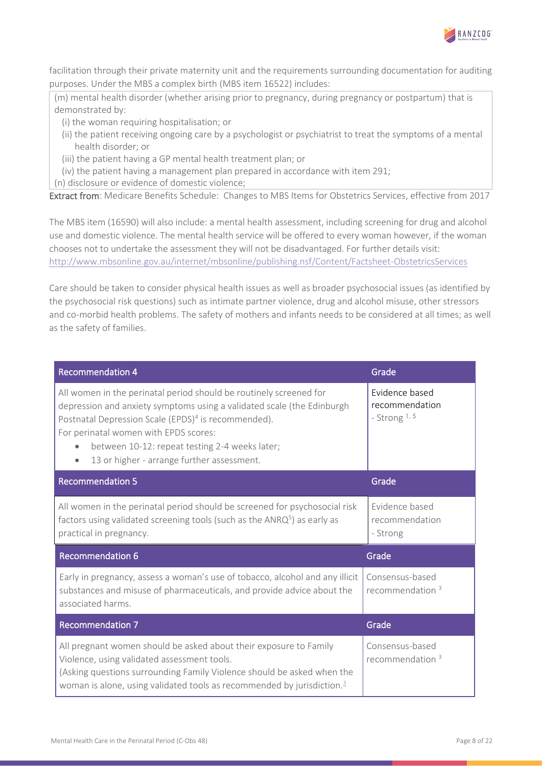facilitation through their private maternity unit and the requirements surrounding documentation for auditing purposes. Under the MBS a complex birth (MBS item 16522) includes:

> (m) mental health disorder (whether arising prior to pregnancy, during pregnancy or postpartum) that is demonstrated by:
>
> (i) the woman requiring hospitalisation; or
>
> (ii) the patient receiving ongoing care by a psychologist or psychiatrist to treat the symptoms of a mental health disorder; or
>
> (iii) the patient having a GP mental health treatment plan; or
>
> (iv) the patient having a management plan prepared in accordance with item 291;
>
> (n) disclosure or evidence of domestic violence;

**Extract from**: Medicare Benefits Schedule: Changes to MBS Items for Obstetrics Services, effective from 2017

The MBS item (16590) will also include: a mental health assessment, including screening for drug and alcohol use and domestic violence. The mental health service will be offered to every woman however, if the woman chooses not to undertake the assessment they will not be disadvantaged. For further details visit: http://www.mbsonline.gov.au/internet/mbsonline/publishing.nsf/Content/Factsheet-ObstetricsServices

Care should be taken to consider physical health issues as well as broader psychosocial issues (as identified by the psychosocial risk questions) such as intimate partner violence, drug and alcohol misuse, other stressors and co-morbid health problems. The safety of mothers and infants needs to be considered at all times; as well as the safety of families.

| Recommendation 4 | Grade |
|---|---|
| All women in the perinatal period should be routinely screened for depression and anxiety symptoms using a validated scale (the Edinburgh Postnatal Depression Scale (EPDS)[4] is recommended).<br>For perinatal women with EPDS scores:<br>• between 10-12: repeat testing 2-4 weeks later;<br>• 13 or higher - arrange further assessment. | Evidence based recommendation - Strong [1, 5] |

| Recommendation 5 | Grade |
|---|---|
| All women in the perinatal period should be screened for psychosocial risk factors using validated screening tools (such as the ANRQ[5]) as early as practical in pregnancy. | Evidence based recommendation - Strong |

| Recommendation 6 | Grade |
|---|---|
| Early in pregnancy, assess a woman's use of tobacco, alcohol and any illicit substances and misuse of pharmaceuticals, and provide advice about the associated harms. | Consensus-based recommendation [3] |

| Recommendation 7 | Grade |
|---|---|
| All pregnant women should be asked about their exposure to Family Violence, using validated assessment tools.<br>(Asking questions surrounding Family Violence should be asked when the woman is alone, using validated tools as recommended by jurisdiction.[3] | Consensus-based recommendation [3] |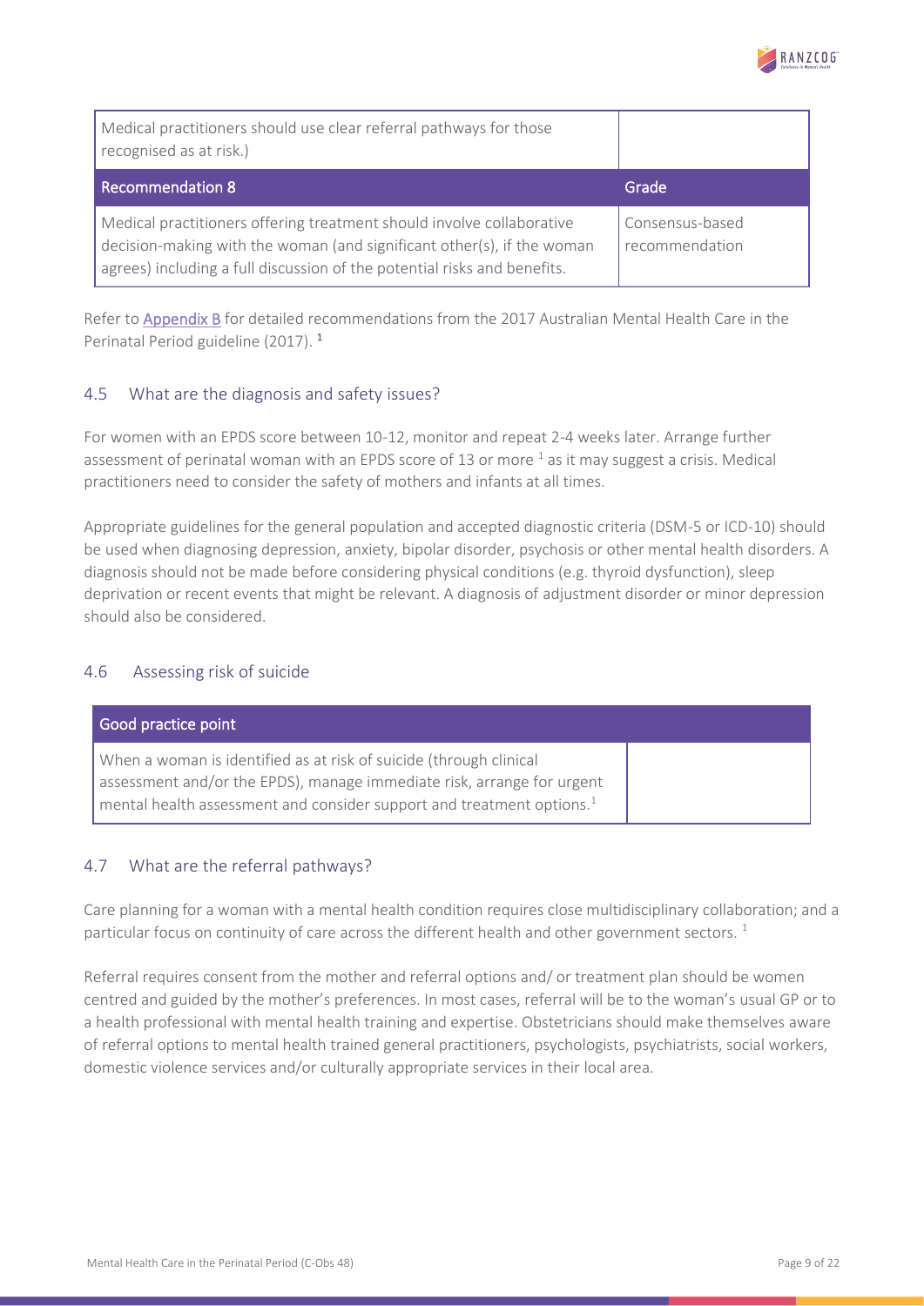| Medical practitioners should use clear referral pathways for those recognised as at risk.) | |
|---|---|
| **Recommendation 8** | **Grade** |
| Medical practitioners offering treatment should involve collaborative decision-making with the woman (and significant other(s), if the woman agrees) including a full discussion of the potential risks and benefits. | Consensus-based recommendation |

Refer to Appendix B for detailed recommendations from the 2017 Australian Mental Health Care in the Perinatal Period guideline (2017). [1]

## 4.5 What are the diagnosis and safety issues?

For women with an EPDS score between 10-12, monitor and repeat 2-4 weeks later. Arrange further assessment of perinatal woman with an EPDS score of 13 or more [1] as it may suggest a crisis. Medical practitioners need to consider the safety of mothers and infants at all times.

Appropriate guidelines for the general population and accepted diagnostic criteria (DSM-5 or ICD-10) should be used when diagnosing depression, anxiety, bipolar disorder, psychosis or other mental health disorders. A diagnosis should not be made before considering physical conditions (e.g. thyroid dysfunction), sleep deprivation or recent events that might be relevant. A diagnosis of adjustment disorder or minor depression should also be considered.

## 4.6 Assessing risk of suicide

| Good practice point | |
|---|---|
| When a woman is identified as at risk of suicide (through clinical assessment and/or the EPDS), manage immediate risk, arrange for urgent mental health assessment and consider support and treatment options.[1] | |

## 4.7 What are the referral pathways?

Care planning for a woman with a mental health condition requires close multidisciplinary collaboration; and a particular focus on continuity of care across the different health and other government sectors. [1]

Referral requires consent from the mother and referral options and/ or treatment plan should be women centred and guided by the mother's preferences. In most cases, referral will be to the woman's usual GP or to a health professional with mental health training and expertise. Obstetricians should make themselves aware of referral options to mental health trained general practitioners, psychologists, psychiatrists, social workers, domestic violence services and/or culturally appropriate services in their local area.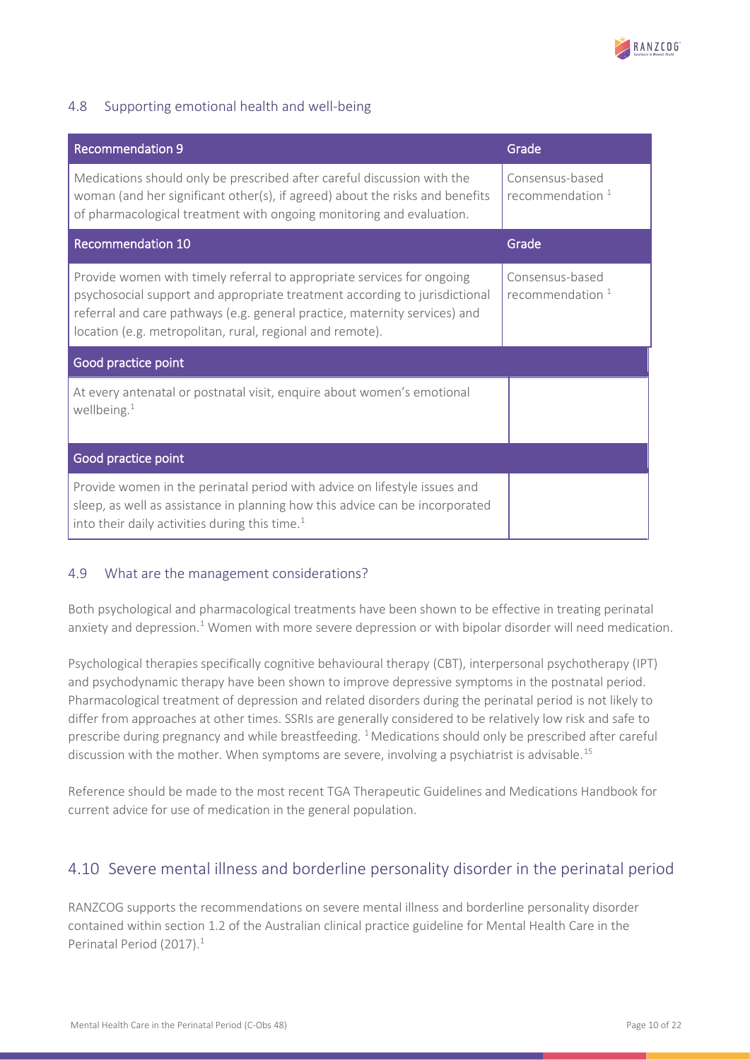## 4.8 Supporting emotional health and well-being

| Recommendation 9 | Grade |
| --- | --- |
| Medications should only be prescribed after careful discussion with the woman (and her significant other(s), if agreed) about the risks and benefits of pharmacological treatment with ongoing monitoring and evaluation. | Consensus-based recommendation [1] |
| **Recommendation 10** | **Grade** |
| Provide women with timely referral to appropriate services for ongoing psychosocial support and appropriate treatment according to jurisdictional referral and care pathways (e.g. general practice, maternity services) and location (e.g. metropolitan, rural, regional and remote). | Consensus-based recommendation [1] |
| **Good practice point** | |
| At every antenatal or postnatal visit, enquire about women's emotional wellbeing.[1] | |
| **Good practice point** | |
| Provide women in the perinatal period with advice on lifestyle issues and sleep, as well as assistance in planning how this advice can be incorporated into their daily activities during this time.[1] | |

## 4.9 What are the management considerations?

Both psychological and pharmacological treatments have been shown to be effective in treating perinatal anxiety and depression.[1] Women with more severe depression or with bipolar disorder will need medication.

Psychological therapies specifically cognitive behavioural therapy (CBT), interpersonal psychotherapy (IPT) and psychodynamic therapy have been shown to improve depressive symptoms in the postnatal period. Pharmacological treatment of depression and related disorders during the perinatal period is not likely to differ from approaches at other times. SSRIs are generally considered to be relatively low risk and safe to prescribe during pregnancy and while breastfeeding. [1] Medications should only be prescribed after careful discussion with the mother. When symptoms are severe, involving a psychiatrist is advisable.[15]

Reference should be made to the most recent TGA Therapeutic Guidelines and Medications Handbook for current advice for use of medication in the general population.

# 4.10 Severe mental illness and borderline personality disorder in the perinatal period

RANZCOG supports the recommendations on severe mental illness and borderline personality disorder contained within section 1.2 of the Australian clinical practice guideline for Mental Health Care in the Perinatal Period (2017).[1]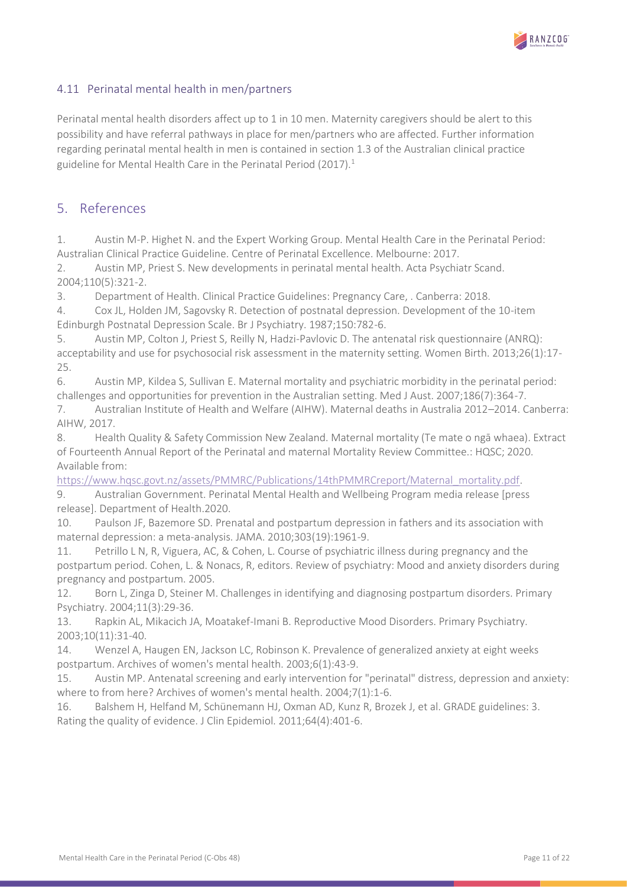### 4.11 Perinatal mental health in men/partners

Perinatal mental health disorders affect up to 1 in 10 men. Maternity caregivers should be alert to this possibility and have referral pathways in place for men/partners who are affected. Further information regarding perinatal mental health in men is contained in section 1.3 of the Australian clinical practice guideline for Mental Health Care in the Perinatal Period (2017).[1]

## 5. References

1. Austin M-P. Highet N. and the Expert Working Group. Mental Health Care in the Perinatal Period: Australian Clinical Practice Guideline. Centre of Perinatal Excellence. Melbourne: 2017.
2. Austin MP, Priest S. New developments in perinatal mental health. Acta Psychiatr Scand. 2004;110(5):321-2.
3. Department of Health. Clinical Practice Guidelines: Pregnancy Care, . Canberra: 2018.
4. Cox JL, Holden JM, Sagovsky R. Detection of postnatal depression. Development of the 10-item Edinburgh Postnatal Depression Scale. Br J Psychiatry. 1987;150:782-6.
5. Austin MP, Colton J, Priest S, Reilly N, Hadzi-Pavlovic D. The antenatal risk questionnaire (ANRQ): acceptability and use for psychosocial risk assessment in the maternity setting. Women Birth. 2013;26(1):17-25.
6. Austin MP, Kildea S, Sullivan E. Maternal mortality and psychiatric morbidity in the perinatal period: challenges and opportunities for prevention in the Australian setting. Med J Aust. 2007;186(7):364-7.
7. Australian Institute of Health and Welfare (AIHW). Maternal deaths in Australia 2012–2014. Canberra: AIHW, 2017.
8. Health Quality & Safety Commission New Zealand. Maternal mortality (Te mate o ngā whaea). Extract of Fourteenth Annual Report of the Perinatal and maternal Mortality Review Committee.: HQSC; 2020. Available from: https://www.hqsc.govt.nz/assets/PMMRC/Publications/14thPMMRCreport/Maternal_mortality.pdf.
9. Australian Government. Perinatal Mental Health and Wellbeing Program media release [press release]. Department of Health.2020.
10. Paulson JF, Bazemore SD. Prenatal and postpartum depression in fathers and its association with maternal depression: a meta-analysis. JAMA. 2010;303(19):1961-9.
11. Petrillo L N, R, Viguera, AC, & Cohen, L. Course of psychiatric illness during pregnancy and the postpartum period. Cohen, L. & Nonacs, R, editors. Review of psychiatry: Mood and anxiety disorders during pregnancy and postpartum. 2005.
12. Born L, Zinga D, Steiner M. Challenges in identifying and diagnosing postpartum disorders. Primary Psychiatry. 2004;11(3):29-36.
13. Rapkin AL, Mikacich JA, Moatakef-Imani B. Reproductive Mood Disorders. Primary Psychiatry. 2003;10(11):31-40.
14. Wenzel A, Haugen EN, Jackson LC, Robinson K. Prevalence of generalized anxiety at eight weeks postpartum. Archives of women's mental health. 2003;6(1):43-9.
15. Austin MP. Antenatal screening and early intervention for "perinatal" distress, depression and anxiety: where to from here? Archives of women's mental health. 2004;7(1):1-6.
16. Balshem H, Helfand M, Schünemann HJ, Oxman AD, Kunz R, Brozek J, et al. GRADE guidelines: 3. Rating the quality of evidence. J Clin Epidemiol. 2011;64(4):401-6.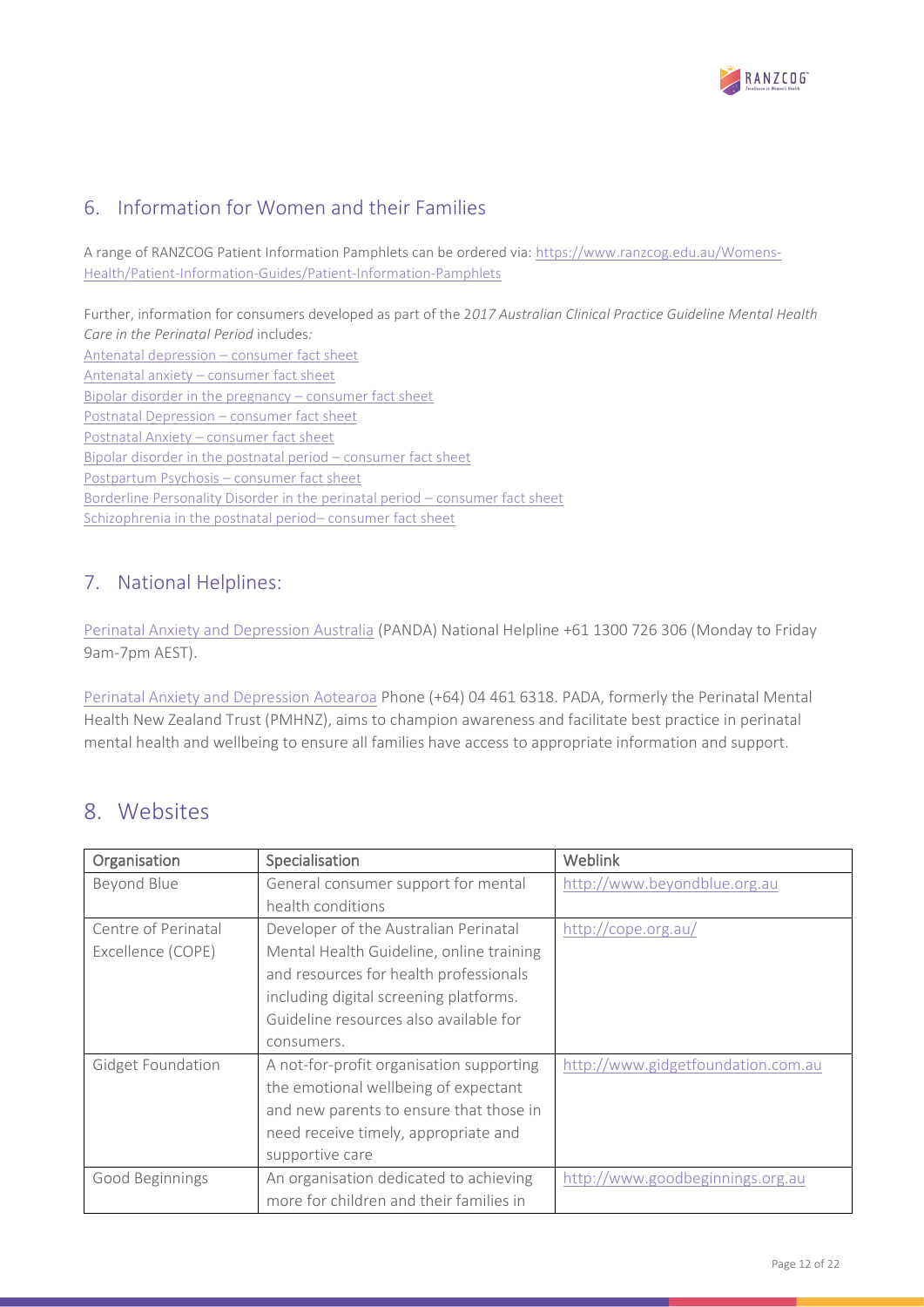## 6. Information for Women and their Families

A range of RANZCOG Patient Information Pamphlets can be ordered via: https://www.ranzcog.edu.au/Womens-Health/Patient-Information-Guides/Patient-Information-Pamphlets

Further, information for consumers developed as part of the 2*017 Australian Clinical Practice Guideline Mental Health Care in the Perinatal Period* includes*:*

Antenatal depression – consumer fact sheet
Antenatal anxiety – consumer fact sheet
Bipolar disorder in the pregnancy – consumer fact sheet
Postnatal Depression – consumer fact sheet
Postnatal Anxiety – consumer fact sheet
Bipolar disorder in the postnatal period – consumer fact sheet
Postpartum Psychosis – consumer fact sheet
Borderline Personality Disorder in the perinatal period – consumer fact sheet
Schizophrenia in the postnatal period– consumer fact sheet

## 7. National Helplines:

Perinatal Anxiety and Depression Australia (PANDA) National Helpline +61 1300 726 306 (Monday to Friday 9am-7pm AEST).

Perinatal Anxiety and Depression Aotearoa Phone (+64) 04 461 6318. PADA, formerly the Perinatal Mental Health New Zealand Trust (PMHNZ), aims to champion awareness and facilitate best practice in perinatal mental health and wellbeing to ensure all families have access to appropriate information and support.

## 8. Websites

| Organisation | Specialisation | Weblink |
|---|---|---|
| Beyond Blue | General consumer support for mental health conditions | http://www.beyondblue.org.au |
| Centre of Perinatal Excellence (COPE) | Developer of the Australian Perinatal Mental Health Guideline, online training and resources for health professionals including digital screening platforms. Guideline resources also available for consumers. | http://cope.org.au/ |
| Gidget Foundation | A not-for-profit organisation supporting the emotional wellbeing of expectant and new parents to ensure that those in need receive timely, appropriate and supportive care | http://www.gidgetfoundation.com.au |
| Good Beginnings | An organisation dedicated to achieving more for children and their families in | http://www.goodbeginnings.org.au |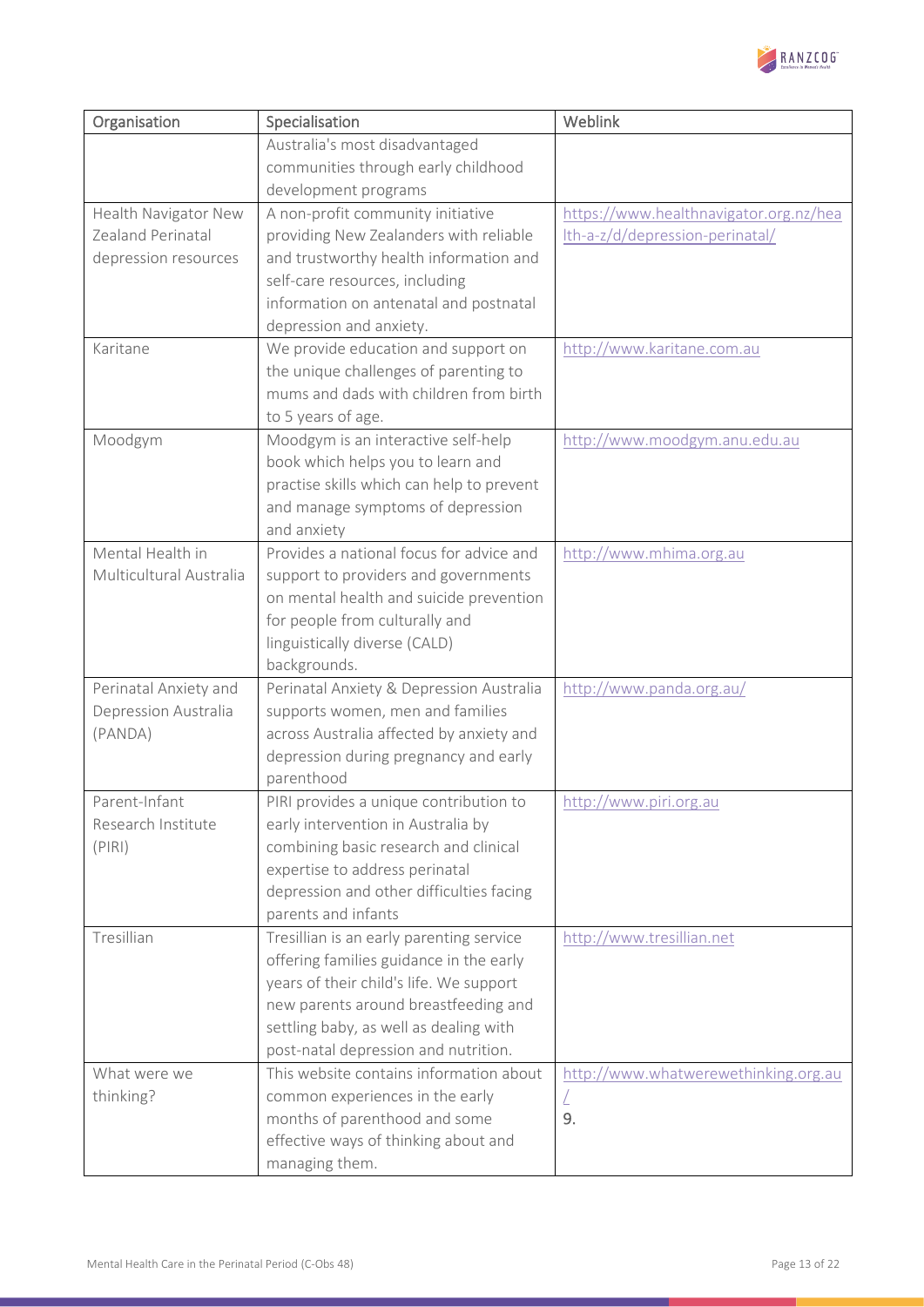| Organisation | Specialisation | Weblink |
|---|---|---|
| | Australia's most disadvantaged communities through early childhood development programs | |
| Health Navigator New Zealand Perinatal depression resources | A non-profit community initiative providing New Zealanders with reliable and trustworthy health information and self-care resources, including information on antenatal and postnatal depression and anxiety. | https://www.healthnavigator.org.nz/health-a-z/d/depression-perinatal/ |
| Karitane | We provide education and support on the unique challenges of parenting to mums and dads with children from birth to 5 years of age. | http://www.karitane.com.au |
| Moodgym | Moodgym is an interactive self-help book which helps you to learn and practise skills which can help to prevent and manage symptoms of depression and anxiety | http://www.moodgym.anu.edu.au |
| Mental Health in Multicultural Australia | Provides a national focus for advice and support to providers and governments on mental health and suicide prevention for people from culturally and linguistically diverse (CALD) backgrounds. | http://www.mhima.org.au |
| Perinatal Anxiety and Depression Australia (PANDA) | Perinatal Anxiety & Depression Australia supports women, men and families across Australia affected by anxiety and depression during pregnancy and early parenthood | http://www.panda.org.au/ |
| Parent-Infant Research Institute (PIRI) | PIRI provides a unique contribution to early intervention in Australia by combining basic research and clinical expertise to address perinatal depression and other difficulties facing parents and infants | http://www.piri.org.au |
| Tresillian | Tresillian is an early parenting service offering families guidance in the early years of their child's life. We support new parents around breastfeeding and settling baby, as well as dealing with post-natal depression and nutrition. | http://www.tresillian.net |
| What were we thinking? | This website contains information about common experiences in the early months of parenthood and some effective ways of thinking about and managing them. | http://www.whatwerewethinking.org.au/ 9. |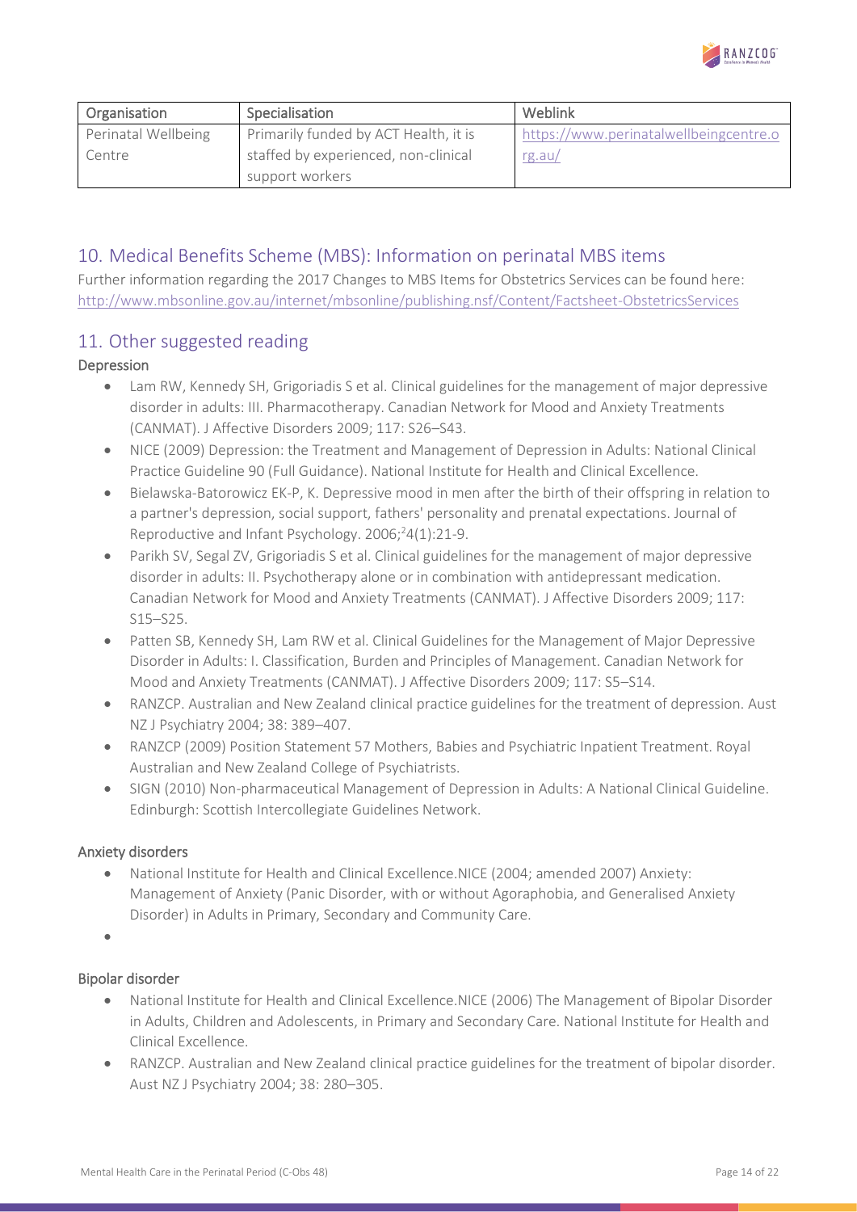| Organisation | Specialisation | Weblink |
|---|---|---|
| Perinatal Wellbeing Centre | Primarily funded by ACT Health, it is staffed by experienced, non-clinical support workers | https://www.perinatalwellbeingcentre.org.au/ |

## 10. Medical Benefits Scheme (MBS): Information on perinatal MBS items

Further information regarding the 2017 Changes to MBS Items for Obstetrics Services can be found here: http://www.mbsonline.gov.au/internet/mbsonline/publishing.nsf/Content/Factsheet-ObstetricsServices

## 11. Other suggested reading

### Depression

- Lam RW, Kennedy SH, Grigoriadis S et al. Clinical guidelines for the management of major depressive disorder in adults: III. Pharmacotherapy. Canadian Network for Mood and Anxiety Treatments (CANMAT). J Affective Disorders 2009; 117: S26–S43.
- NICE (2009) Depression: the Treatment and Management of Depression in Adults: National Clinical Practice Guideline 90 (Full Guidance). National Institute for Health and Clinical Excellence.
- Bielawska-Batorowicz EK-P, K. Depressive mood in men after the birth of their offspring in relation to a partner's depression, social support, fathers' personality and prenatal expectations. Journal of Reproductive and Infant Psychology. 2006;[2]4(1):21-9.
- Parikh SV, Segal ZV, Grigoriadis S et al. Clinical guidelines for the management of major depressive disorder in adults: II. Psychotherapy alone or in combination with antidepressant medication. Canadian Network for Mood and Anxiety Treatments (CANMAT). J Affective Disorders 2009; 117: S15–S25.
- Patten SB, Kennedy SH, Lam RW et al. Clinical Guidelines for the Management of Major Depressive Disorder in Adults: I. Classification, Burden and Principles of Management. Canadian Network for Mood and Anxiety Treatments (CANMAT). J Affective Disorders 2009; 117: S5–S14.
- RANZCP. Australian and New Zealand clinical practice guidelines for the treatment of depression. Aust NZ J Psychiatry 2004; 38: 389–407.
- RANZCP (2009) Position Statement 57 Mothers, Babies and Psychiatric Inpatient Treatment. Royal Australian and New Zealand College of Psychiatrists.
- SIGN (2010) Non-pharmaceutical Management of Depression in Adults: A National Clinical Guideline. Edinburgh: Scottish Intercollegiate Guidelines Network.

### Anxiety disorders

- National Institute for Health and Clinical Excellence.NICE (2004; amended 2007) Anxiety: Management of Anxiety (Panic Disorder, with or without Agoraphobia, and Generalised Anxiety Disorder) in Adults in Primary, Secondary and Community Care.

### Bipolar disorder

- National Institute for Health and Clinical Excellence.NICE (2006) The Management of Bipolar Disorder in Adults, Children and Adolescents, in Primary and Secondary Care. National Institute for Health and Clinical Excellence.
- RANZCP. Australian and New Zealand clinical practice guidelines for the treatment of bipolar disorder. Aust NZ J Psychiatry 2004; 38: 280–305.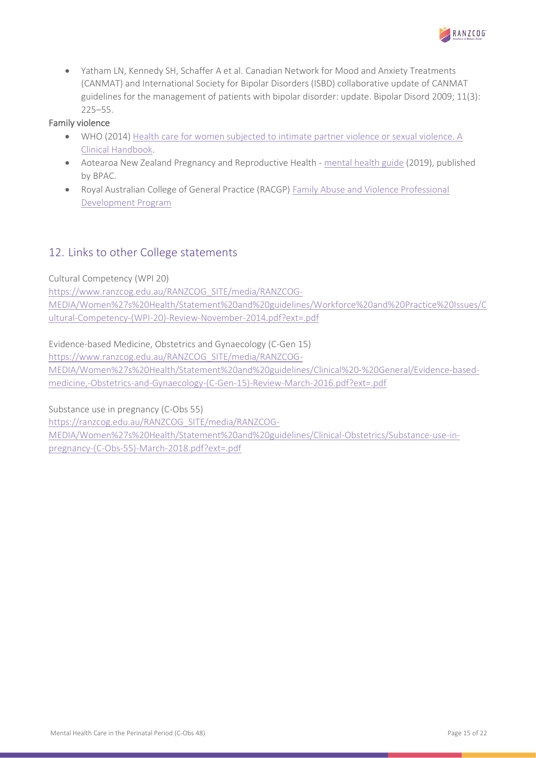- Yatham LN, Kennedy SH, Schaffer A et al. Canadian Network for Mood and Anxiety Treatments (CANMAT) and International Society for Bipolar Disorders (ISBD) collaborative update of CANMAT guidelines for the management of patients with bipolar disorder: update. Bipolar Disord 2009; 11(3): 225–55.

### Family violence

- WHO (2014) Health care for women subjected to intimate partner violence or sexual violence. A Clinical Handbook.
- Aotearoa New Zealand Pregnancy and Reproductive Health - mental health guide (2019), published by BPAC.
- Royal Australian College of General Practice (RACGP) Family Abuse and Violence Professional Development Program

## 12. Links to other College statements

Cultural Competency (WPI 20)
https://www.ranzcog.edu.au/RANZCOG_SITE/media/RANZCOG-MEDIA/Women%27s%20Health/Statement%20and%20guidelines/Workforce%20and%20Practice%20Issues/Cultural-Competency-(WPI-20)-Review-November-2014.pdf?ext=.pdf

Evidence-based Medicine, Obstetrics and Gynaecology (C-Gen 15)
https://www.ranzcog.edu.au/RANZCOG_SITE/media/RANZCOG-MEDIA/Women%27s%20Health/Statement%20and%20guidelines/Clinical%20-%20General/Evidence-based-medicine,-Obstetrics-and-Gynaecology-(C-Gen-15)-Review-March-2016.pdf?ext=.pdf

Substance use in pregnancy (C-Obs 55)
https://ranzcog.edu.au/RANZCOG_SITE/media/RANZCOG-MEDIA/Women%27s%20Health/Statement%20and%20guidelines/Clinical-Obstetrics/Substance-use-in-pregnancy-(C-Obs-55)-March-2018.pdf?ext=.pdf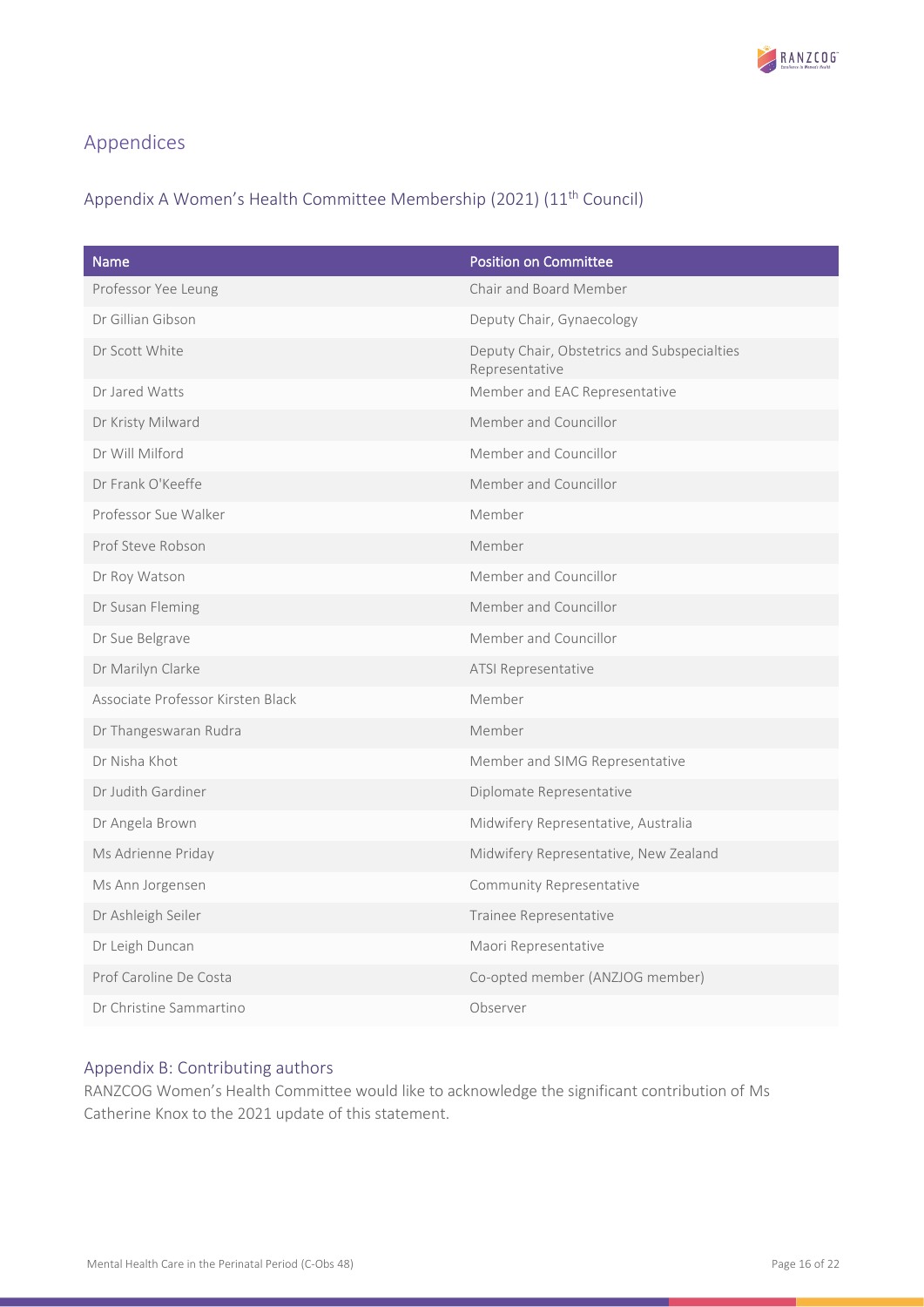# Appendices

## Appendix A Women's Health Committee Membership (2021) (11th Council)

| Name | Position on Committee |
|---|---|
| Professor Yee Leung | Chair and Board Member |
| Dr Gillian Gibson | Deputy Chair, Gynaecology |
| Dr Scott White | Deputy Chair, Obstetrics and Subspecialties Representative |
| Dr Jared Watts | Member and EAC Representative |
| Dr Kristy Milward | Member and Councillor |
| Dr Will Milford | Member and Councillor |
| Dr Frank O'Keeffe | Member and Councillor |
| Professor Sue Walker | Member |
| Prof Steve Robson | Member |
| Dr Roy Watson | Member and Councillor |
| Dr Susan Fleming | Member and Councillor |
| Dr Sue Belgrave | Member and Councillor |
| Dr Marilyn Clarke | ATSI Representative |
| Associate Professor Kirsten Black | Member |
| Dr Thangeswaran Rudra | Member |
| Dr Nisha Khot | Member and SIMG Representative |
| Dr Judith Gardiner | Diplomate Representative |
| Dr Angela Brown | Midwifery Representative, Australia |
| Ms Adrienne Priday | Midwifery Representative, New Zealand |
| Ms Ann Jorgensen | Community Representative |
| Dr Ashleigh Seiler | Trainee Representative |
| Dr Leigh Duncan | Maori Representative |
| Prof Caroline De Costa | Co-opted member (ANZJOG member) |
| Dr Christine Sammartino | Observer |

## Appendix B: Contributing authors

RANZCOG Women's Health Committee would like to acknowledge the significant contribution of Ms Catherine Knox to the 2021 update of this statement.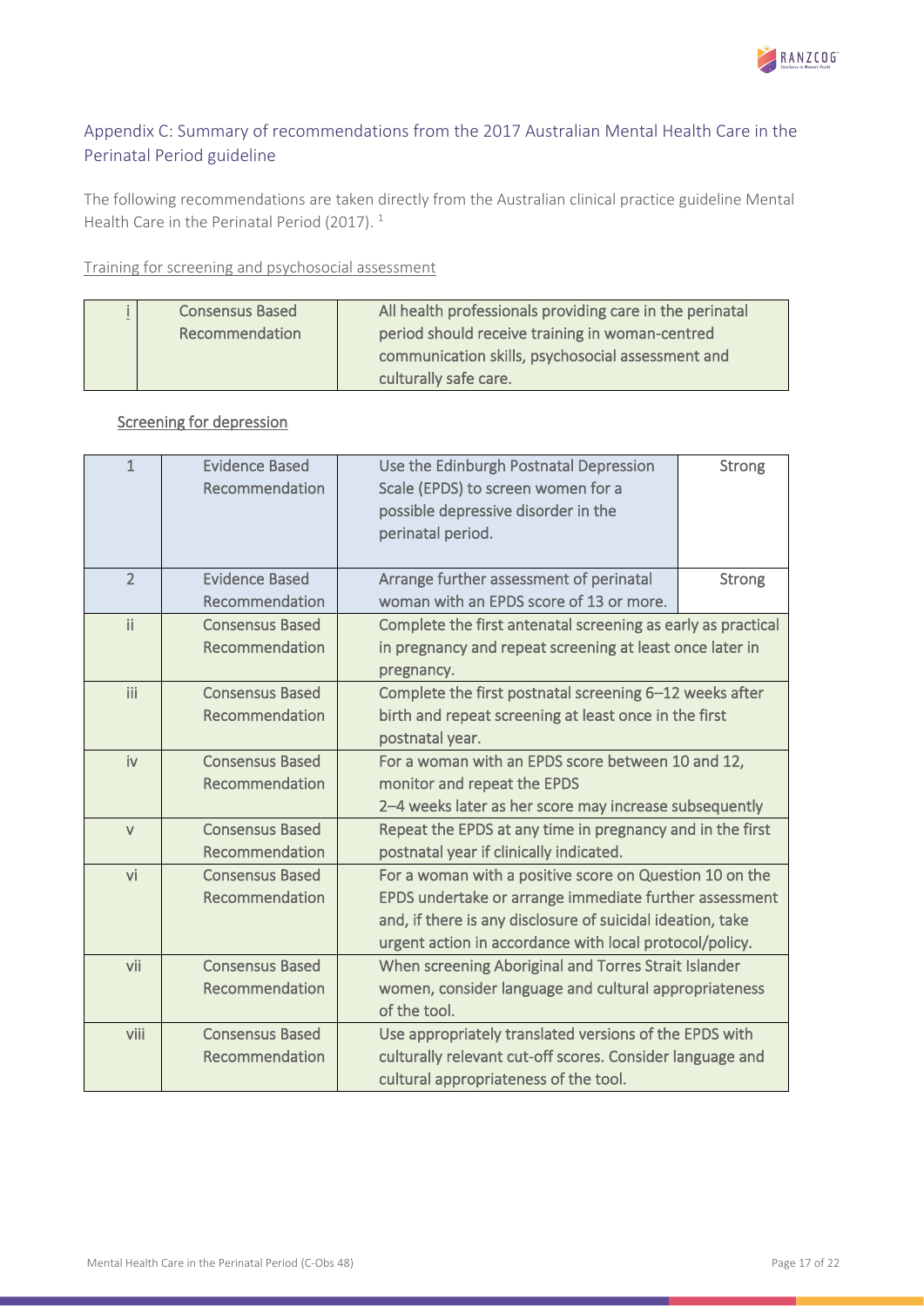## Appendix C: Summary of recommendations from the 2017 Australian Mental Health Care in the Perinatal Period guideline

The following recommendations are taken directly from the Australian clinical practice guideline Mental Health Care in the Perinatal Period (2017).[1]

Training for screening and psychosocial assessment

| | | |
|---|---|---|
| i | Consensus Based Recommendation | All health professionals providing care in the perinatal period should receive training in woman-centred communication skills, psychosocial assessment and culturally safe care. |

Screening for depression

| | | | |
|---|---|---|---|
| 1 | Evidence Based Recommendation | Use the Edinburgh Postnatal Depression Scale (EPDS) to screen women for a possible depressive disorder in the perinatal period. | Strong |
| 2 | Evidence Based Recommendation | Arrange further assessment of perinatal woman with an EPDS score of 13 or more. | Strong |
| ii | Consensus Based Recommendation | Complete the first antenatal screening as early as practical in pregnancy and repeat screening at least once later in pregnancy. | |
| iii | Consensus Based Recommendation | Complete the first postnatal screening 6–12 weeks after birth and repeat screening at least once in the first postnatal year. | |
| iv | Consensus Based Recommendation | For a woman with an EPDS score between 10 and 12, monitor and repeat the EPDS 2–4 weeks later as her score may increase subsequently | |
| v | Consensus Based Recommendation | Repeat the EPDS at any time in pregnancy and in the first postnatal year if clinically indicated. | |
| vi | Consensus Based Recommendation | For a woman with a positive score on Question 10 on the EPDS undertake or arrange immediate further assessment and, if there is any disclosure of suicidal ideation, take urgent action in accordance with local protocol/policy. | |
| vii | Consensus Based Recommendation | When screening Aboriginal and Torres Strait Islander women, consider language and cultural appropriateness of the tool. | |
| viii | Consensus Based Recommendation | Use appropriately translated versions of the EPDS with culturally relevant cut-off scores. Consider language and cultural appropriateness of the tool. | |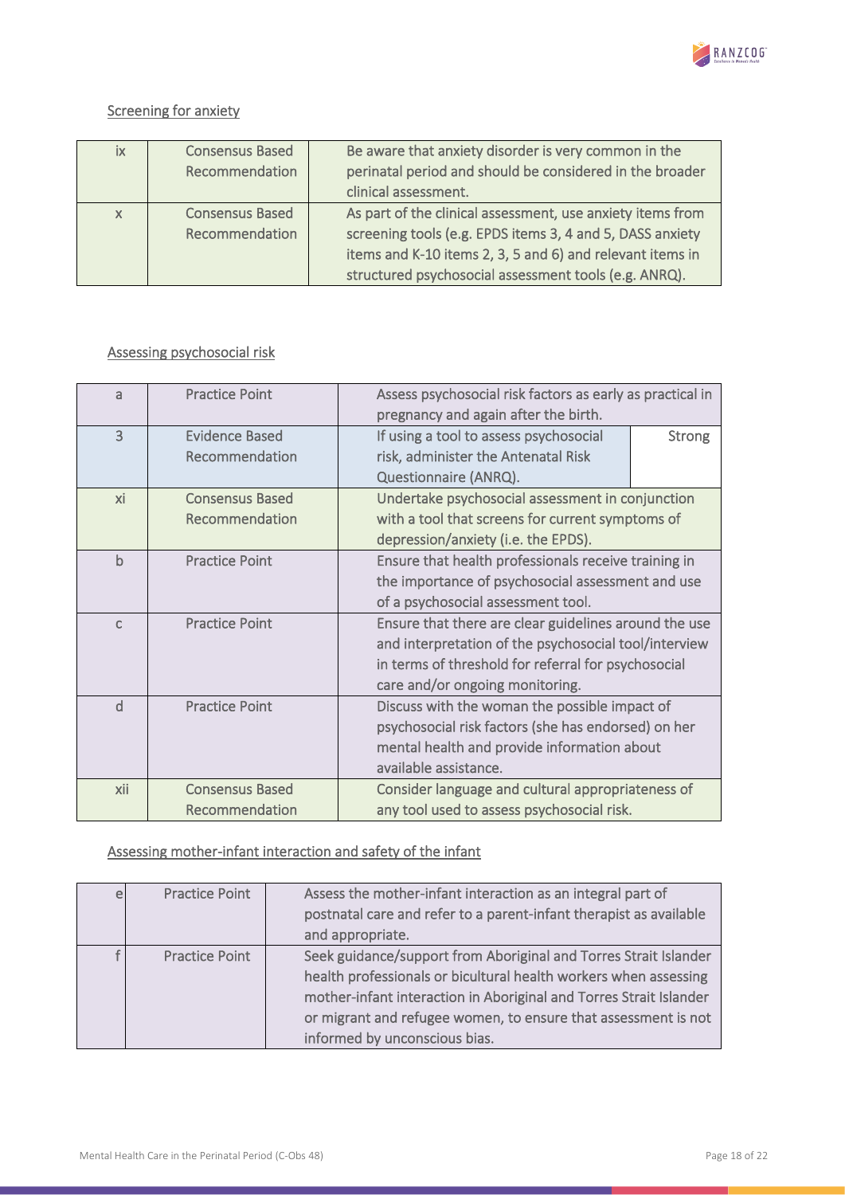## Screening for anxiety

| | | |
|---|---|---|
| ix | Consensus Based Recommendation | Be aware that anxiety disorder is very common in the perinatal period and should be considered in the broader clinical assessment. |
| x | Consensus Based Recommendation | As part of the clinical assessment, use anxiety items from screening tools (e.g. EPDS items 3, 4 and 5, DASS anxiety items and K-10 items 2, 3, 5 and 6) and relevant items in structured psychosocial assessment tools (e.g. ANRQ). |

## Assessing psychosocial risk

| | | | |
|---|---|---|---|
| a | Practice Point | Assess psychosocial risk factors as early as practical in pregnancy and again after the birth. | |
| 3 | Evidence Based Recommendation | If using a tool to assess psychosocial risk, administer the Antenatal Risk Questionnaire (ANRQ). | Strong |
| xi | Consensus Based Recommendation | Undertake psychosocial assessment in conjunction with a tool that screens for current symptoms of depression/anxiety (i.e. the EPDS). | |
| b | Practice Point | Ensure that health professionals receive training in the importance of psychosocial assessment and use of a psychosocial assessment tool. | |
| c | Practice Point | Ensure that there are clear guidelines around the use and interpretation of the psychosocial tool/interview in terms of threshold for referral for psychosocial care and/or ongoing monitoring. | |
| d | Practice Point | Discuss with the woman the possible impact of psychosocial risk factors (she has endorsed) on her mental health and provide information about available assistance. | |
| xii | Consensus Based Recommendation | Consider language and cultural appropriateness of any tool used to assess psychosocial risk. | |

## Assessing mother-infant interaction and safety of the infant

| | | |
|---|---|---|
| e | Practice Point | Assess the mother-infant interaction as an integral part of postnatal care and refer to a parent-infant therapist as available and appropriate. |
| f | Practice Point | Seek guidance/support from Aboriginal and Torres Strait Islander health professionals or bicultural health workers when assessing mother-infant interaction in Aboriginal and Torres Strait Islander or migrant and refugee women, to ensure that assessment is not informed by unconscious bias. |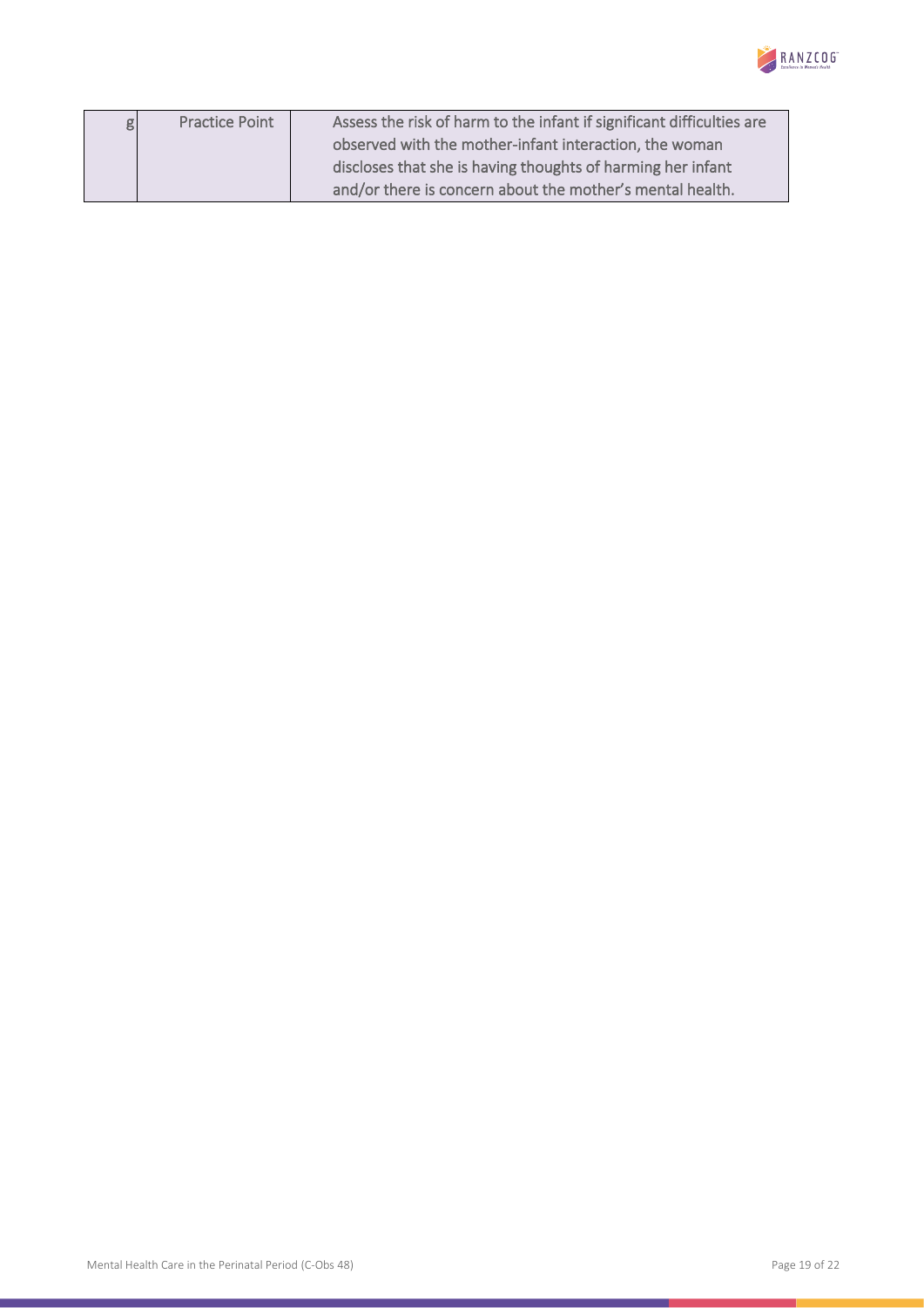| | | |
|---|---|---|
| g | Practice Point | Assess the risk of harm to the infant if significant difficulties are observed with the mother-infant interaction, the woman discloses that she is having thoughts of harming her infant and/or there is concern about the mother's mental health. |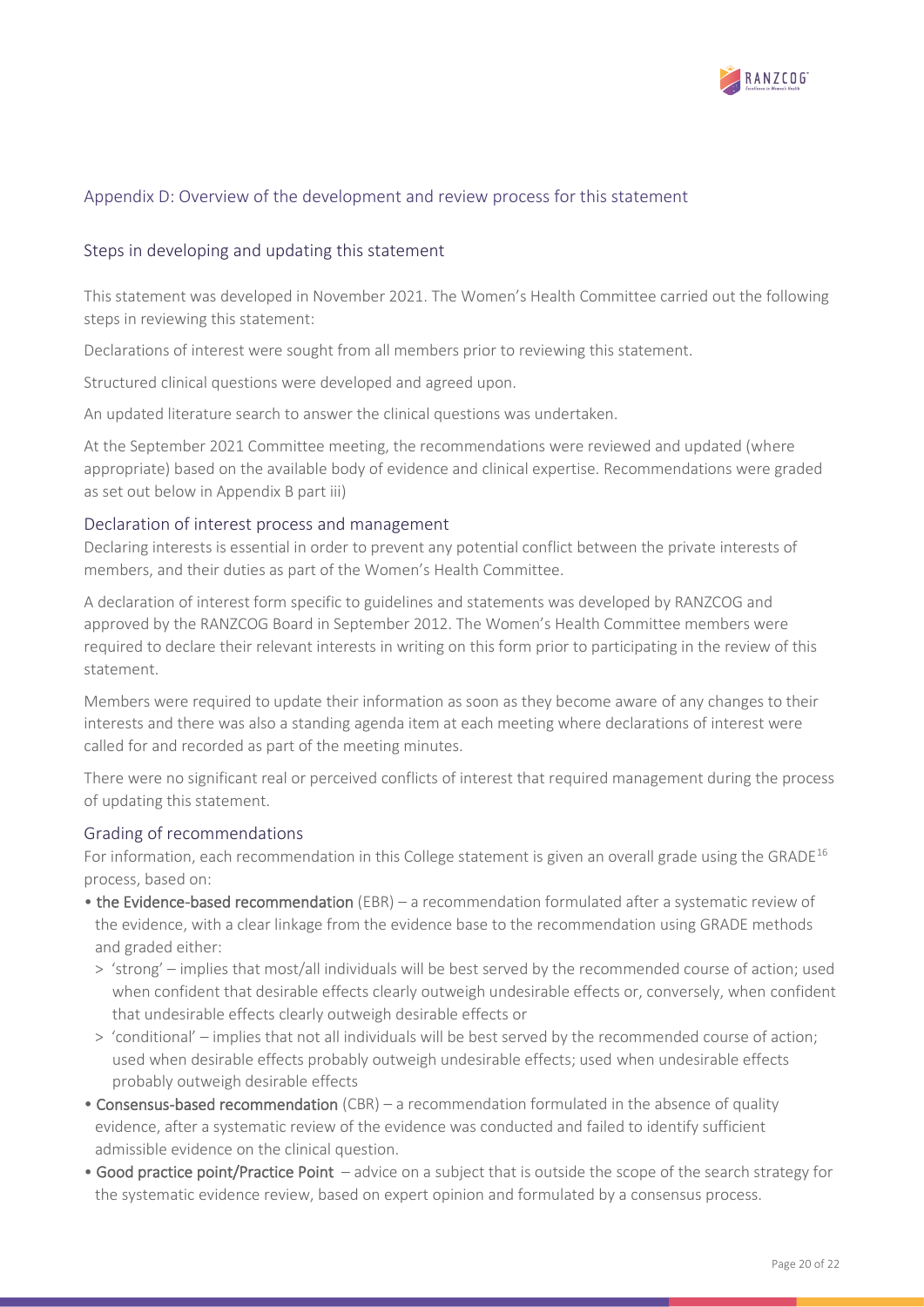## Appendix D: Overview of the development and review process for this statement

### Steps in developing and updating this statement

This statement was developed in November 2021. The Women's Health Committee carried out the following steps in reviewing this statement:

Declarations of interest were sought from all members prior to reviewing this statement.

Structured clinical questions were developed and agreed upon.

An updated literature search to answer the clinical questions was undertaken.

At the September 2021 Committee meeting, the recommendations were reviewed and updated (where appropriate) based on the available body of evidence and clinical expertise. Recommendations were graded as set out below in Appendix B part iii)

### Declaration of interest process and management

Declaring interests is essential in order to prevent any potential conflict between the private interests of members, and their duties as part of the Women's Health Committee.

A declaration of interest form specific to guidelines and statements was developed by RANZCOG and approved by the RANZCOG Board in September 2012. The Women's Health Committee members were required to declare their relevant interests in writing on this form prior to participating in the review of this statement.

Members were required to update their information as soon as they become aware of any changes to their interests and there was also a standing agenda item at each meeting where declarations of interest were called for and recorded as part of the meeting minutes.

There were no significant real or perceived conflicts of interest that required management during the process of updating this statement.

### Grading of recommendations

For information, each recommendation in this College statement is given an overall grade using the GRADE[16] process, based on:

- **the Evidence-based recommendation** (EBR) – a recommendation formulated after a systematic review of the evidence, with a clear linkage from the evidence base to the recommendation using GRADE methods and graded either:
  - 'strong' – implies that most/all individuals will be best served by the recommended course of action; used when confident that desirable effects clearly outweigh undesirable effects or, conversely, when confident that undesirable effects clearly outweigh desirable effects or
  - 'conditional' – implies that not all individuals will be best served by the recommended course of action; used when desirable effects probably outweigh undesirable effects; used when undesirable effects probably outweigh desirable effects
- **Consensus-based recommendation** (CBR) – a recommendation formulated in the absence of quality evidence, after a systematic review of the evidence was conducted and failed to identify sufficient admissible evidence on the clinical question.
- **Good practice point/Practice Point** – advice on a subject that is outside the scope of the search strategy for the systematic evidence review, based on expert opinion and formulated by a consensus process.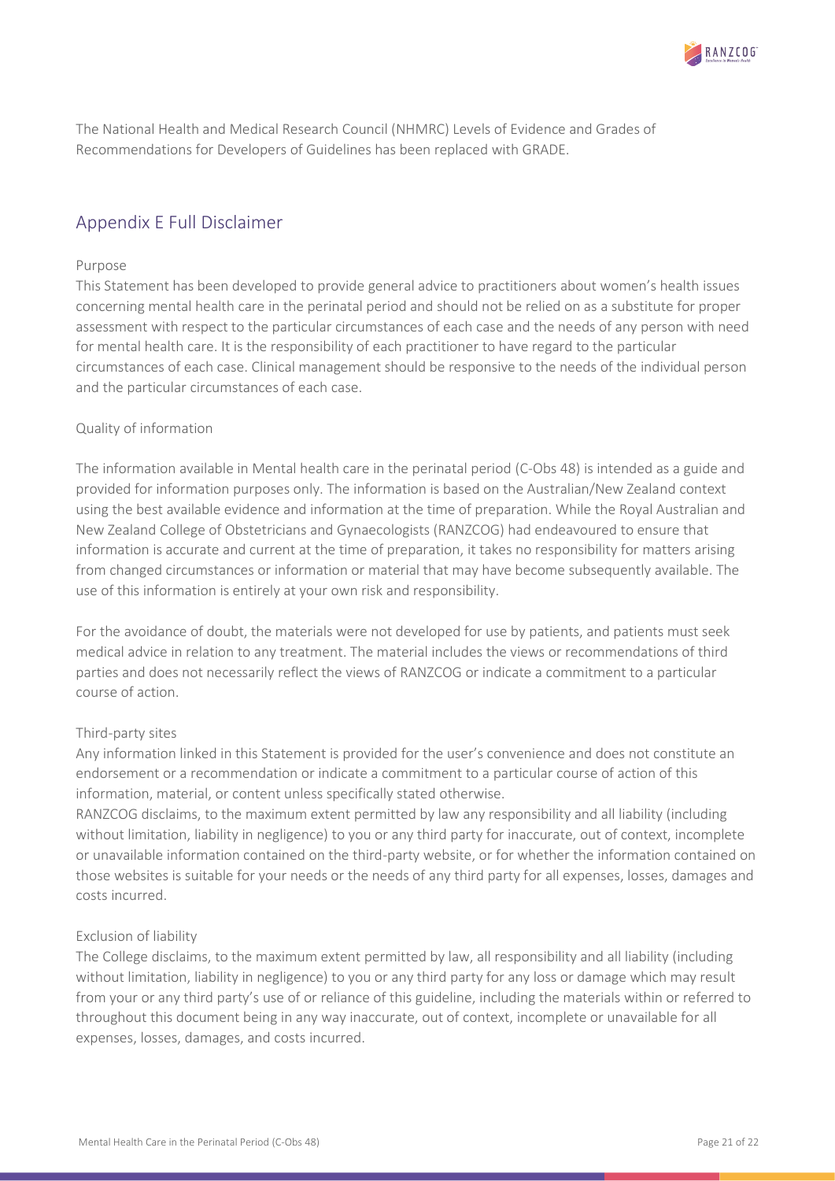The National Health and Medical Research Council (NHMRC) Levels of Evidence and Grades of Recommendations for Developers of Guidelines has been replaced with GRADE.

## Appendix E Full Disclaimer

### Purpose

This Statement has been developed to provide general advice to practitioners about women's health issues concerning mental health care in the perinatal period and should not be relied on as a substitute for proper assessment with respect to the particular circumstances of each case and the needs of any person with need for mental health care. It is the responsibility of each practitioner to have regard to the particular circumstances of each case. Clinical management should be responsive to the needs of the individual person and the particular circumstances of each case.

### Quality of information

The information available in Mental health care in the perinatal period (C-Obs 48) is intended as a guide and provided for information purposes only. The information is based on the Australian/New Zealand context using the best available evidence and information at the time of preparation. While the Royal Australian and New Zealand College of Obstetricians and Gynaecologists (RANZCOG) had endeavoured to ensure that information is accurate and current at the time of preparation, it takes no responsibility for matters arising from changed circumstances or information or material that may have become subsequently available. The use of this information is entirely at your own risk and responsibility.

For the avoidance of doubt, the materials were not developed for use by patients, and patients must seek medical advice in relation to any treatment. The material includes the views or recommendations of third parties and does not necessarily reflect the views of RANZCOG or indicate a commitment to a particular course of action.

### Third-party sites

Any information linked in this Statement is provided for the user's convenience and does not constitute an endorsement or a recommendation or indicate a commitment to a particular course of action of this information, material, or content unless specifically stated otherwise.

RANZCOG disclaims, to the maximum extent permitted by law any responsibility and all liability (including without limitation, liability in negligence) to you or any third party for inaccurate, out of context, incomplete or unavailable information contained on the third-party website, or for whether the information contained on those websites is suitable for your needs or the needs of any third party for all expenses, losses, damages and costs incurred.

### Exclusion of liability

The College disclaims, to the maximum extent permitted by law, all responsibility and all liability (including without limitation, liability in negligence) to you or any third party for any loss or damage which may result from your or any third party's use of or reliance of this guideline, including the materials within or referred to throughout this document being in any way inaccurate, out of context, incomplete or unavailable for all expenses, losses, damages, and costs incurred.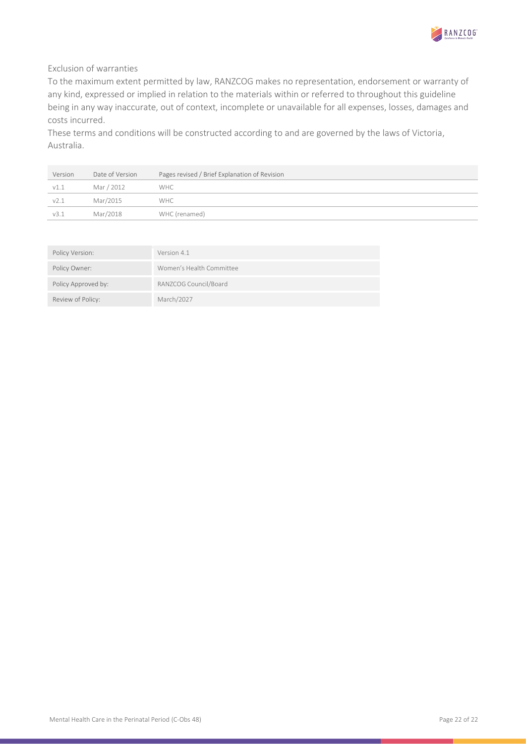Exclusion of warranties

To the maximum extent permitted by law, RANZCOG makes no representation, endorsement or warranty of any kind, expressed or implied in relation to the materials within or referred to throughout this guideline being in any way inaccurate, out of context, incomplete or unavailable for all expenses, losses, damages and costs incurred.

These terms and conditions will be constructed according to and are governed by the laws of Victoria, Australia.

| Version | Date of Version | Pages revised / Brief Explanation of Revision |
| --- | --- | --- |
| v1.1 | Mar / 2012 | WHC |
| v2.1 | Mar/2015 | WHC |
| v3.1 | Mar/2018 | WHC (renamed) |

| | |
| --- | --- |
| Policy Version: | Version 4.1 |
| Policy Owner: | Women's Health Committee |
| Policy Approved by: | RANZCOG Council/Board |
| Review of Policy: | March/2027 |